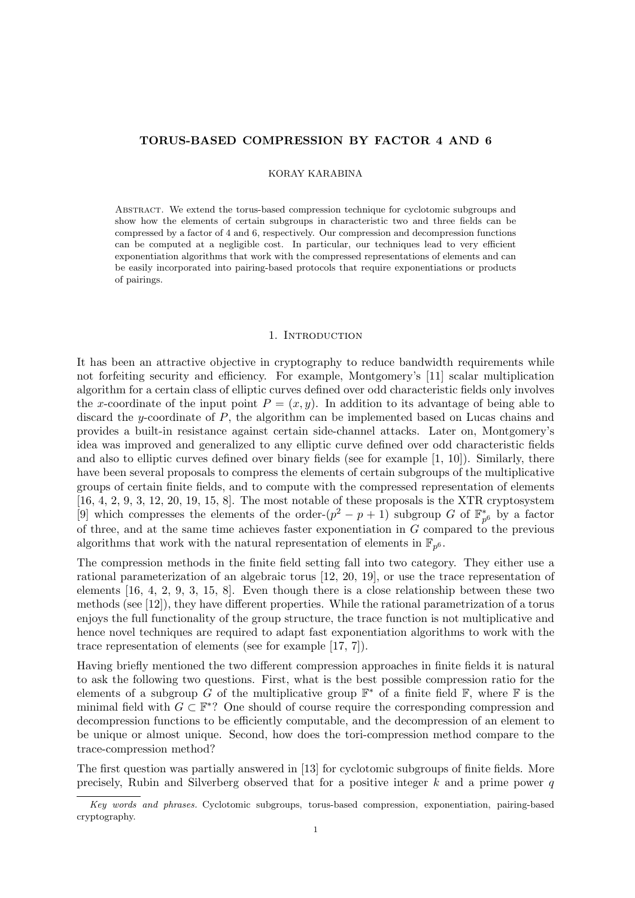# TORUS-BASED COMPRESSION BY FACTOR 4 AND 6

KORAY KARABINA

Abstract. We extend the torus-based compression technique for cyclotomic subgroups and show how the elements of certain subgroups in characteristic two and three fields can be compressed by a factor of 4 and 6, respectively. Our compression and decompression functions can be computed at a negligible cost. In particular, our techniques lead to very efficient exponentiation algorithms that work with the compressed representations of elements and can be easily incorporated into pairing-based protocols that require exponentiations or products of pairings.

## 1. Introduction

It has been an attractive objective in cryptography to reduce bandwidth requirements while not forfeiting security and efficiency. For example, Montgomery's [11] scalar multiplication algorithm for a certain class of elliptic curves defined over odd characteristic fields only involves the $x$-coordinate of the input point $P = (x, y)$. In addition to its advantage of being able to discard the $y$-coordinate of $P$, the algorithm can be implemented based on Lucas chains and provides a built-in resistance against certain side-channel attacks. Later on, Montgomery's idea was improved and generalized to any elliptic curve defined over odd characteristic fields and also to elliptic curves defined over binary fields (see for example [1, 10]). Similarly, there have been several proposals to compress the elements of certain subgroups of the multiplicative groups of certain finite fields, and to compute with the compressed representation of elements [16, 4, 2, 9, 3, 12, 20, 19, 15, 8]. The most notable of these proposals is the XTR cryptosystem [9] which compresses the elements of the order-$(p^2 - p + 1)$ subgroup $G$ of $\mathbb{F}_{p^6}^*$ by a factor of three, and at the same time achieves faster exponentiation in $G$ compared to the previous algorithms that work with the natural representation of elements in $\mathbb{F}_{p^6}$.

The compression methods in the finite field setting fall into two category. They either use a rational parameterization of an algebraic torus [12, 20, 19], or use the trace representation of elements [16, 4, 2, 9, 3, 15, 8]. Even though there is a close relationship between these two methods (see [12]), they have different properties. While the rational parametrization of a torus enjoys the full functionality of the group structure, the trace function is not multiplicative and hence novel techniques are required to adapt fast exponentiation algorithms to work with the trace representation of elements (see for example [17, 7]).

Having briefly mentioned the two different compression approaches in finite fields it is natural to ask the following two questions. First, what is the best possible compression ratio for the elements of a subgroup $G$ of the multiplicative group $\mathbb{F}^*$ of a finite field $\mathbb{F}$, where $\mathbb{F}$ is the minimal field with $G \subset \mathbb{F}^*$? One should of course require the corresponding compression and decompression functions to be efficiently computable, and the decompression of an element to be unique or almost unique. Second, how does the tori-compression method compare to the trace-compression method?

The first question was partially answered in [13] for cyclotomic subgroups of finite fields. More precisely, Rubin and Silverberg observed that for a positive integer $k$ and a prime power $q$

*Key words and phrases.* Cyclotomic subgroups, torus-based compression, exponentiation, pairing-based cryptography.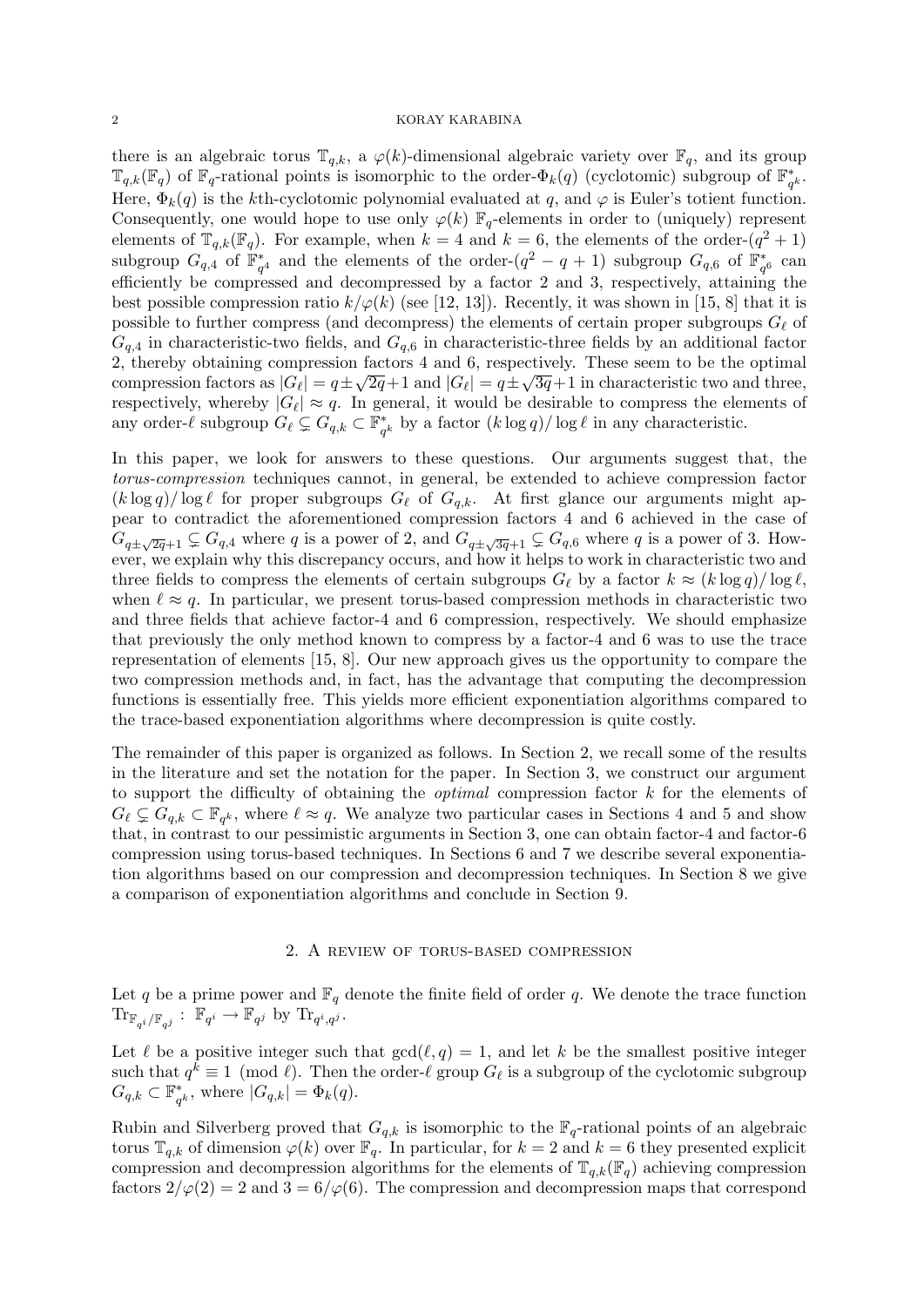there is an algebraic torus $\mathbb{T}_{q,k}$, a $\varphi(k)$-dimensional algebraic variety over $\mathbb{F}_q$, and its group $\mathbb{T}_{q,k}(\mathbb{F}_q)$ of $\mathbb{F}_q$-rational points is isomorphic to the order-$\Phi_k(q)$ (cyclotomic) subgroup of $\mathbb{F}_{q^k}^*$. Here, $\Phi_k(q)$ is the $k$th-cyclotomic polynomial evaluated at $q$, and $\varphi$ is Euler's totient function. Consequently, one would hope to use only $\varphi(k)$ $\mathbb{F}_q$-elements in order to (uniquely) represent elements of $\mathbb{T}_{q,k}(\mathbb{F}_q)$. For example, when $k=4$ and $k=6$, the elements of the order-$(q^2+1)$ subgroup $G_{q,4}$ of $\mathbb{F}_{q^4}^*$ and the elements of the order-$(q^2-q+1)$ subgroup $G_{q,6}$ of $\mathbb{F}_{q^6}^*$ can efficiently be compressed and decompressed by a factor 2 and 3, respectively, attaining the best possible compression ratio $k/\varphi(k)$ (see [12, 13]). Recently, it was shown in [15, 8] that it is possible to further compress (and decompress) the elements of certain proper subgroups $G_\ell$ of $G_{q,4}$ in characteristic-two fields, and $G_{q,6}$ in characteristic-three fields by an additional factor 2, thereby obtaining compression factors 4 and 6, respectively. These seem to be the optimal compression factors as $|G_\ell| = q \pm \sqrt{2q}+1$ and $|G_\ell| = q \pm \sqrt{3q}+1$ in characteristic two and three, respectively, whereby $|G_\ell| \approx q$. In general, it would be desirable to compress the elements of any order-$\ell$ subgroup $G_\ell \subsetneq G_{q,k} \subset \mathbb{F}_{q^k}^*$ by a factor $(k \log q)/\log \ell$ in any characteristic.

In this paper, we look for answers to these questions. Our arguments suggest that, the *torus-compression* techniques cannot, in general, be extended to achieve compression factor $(k \log q)/\log \ell$ for proper subgroups $G_\ell$ of $G_{q,k}$. At first glance our arguments might appear to contradict the aforementioned compression factors 4 and 6 achieved in the case of $G_{q\pm\sqrt{2q}+1} \subsetneq G_{q,4}$ where $q$ is a power of 2, and $G_{q\pm\sqrt{3q}+1} \subsetneq G_{q,6}$ where $q$ is a power of 3. However, we explain why this discrepancy occurs, and how it helps to work in characteristic two and three fields to compress the elements of certain subgroups $G_\ell$ by a factor $k \approx (k \log q)/\log \ell$, when $\ell \approx q$. In particular, we present torus-based compression methods in characteristic two and three fields that achieve factor-4 and 6 compression, respectively. We should emphasize that previously the only method known to compress by a factor-4 and 6 was to use the trace representation of elements [15, 8]. Our new approach gives us the opportunity to compare the two compression methods and, in fact, has the advantage that computing the decompression functions is essentially free. This yields more efficient exponentiation algorithms compared to the trace-based exponentiation algorithms where decompression is quite costly.

The remainder of this paper is organized as follows. In Section 2, we recall some of the results in the literature and set the notation for the paper. In Section 3, we construct our argument to support the difficulty of obtaining the *optimal* compression factor $k$ for the elements of $G_\ell \subsetneq G_{q,k} \subset \mathbb{F}_{q^k}$, where $\ell \approx q$. We analyze two particular cases in Sections 4 and 5 and show that, in contrast to our pessimistic arguments in Section 3, one can obtain factor-4 and factor-6 compression using torus-based techniques. In Sections 6 and 7 we describe several exponentiation algorithms based on our compression and decompression techniques. In Section 8 we give a comparison of exponentiation algorithms and conclude in Section 9.

## 2. A review of torus-based compression

Let $q$ be a prime power and $\mathbb{F}_q$ denote the finite field of order $q$. We denote the trace function $\mathrm{Tr}_{\mathbb{F}_{q^i}/\mathbb{F}_{q^j}} : \mathbb{F}_{q^i} \to \mathbb{F}_{q^j}$ by $\mathrm{Tr}_{q^i,q^j}$.

Let $\ell$ be a positive integer such that $\gcd(\ell, q) = 1$, and let $k$ be the smallest positive integer such that $q^k \equiv 1 \pmod{\ell}$. Then the order-$\ell$ group $G_\ell$ is a subgroup of the cyclotomic subgroup $G_{q,k} \subset \mathbb{F}_{q^k}^*$, where $|G_{q,k}| = \Phi_k(q)$.

Rubin and Silverberg proved that $G_{q,k}$ is isomorphic to the $\mathbb{F}_q$-rational points of an algebraic torus $\mathbb{T}_{q,k}$ of dimension $\varphi(k)$ over $\mathbb{F}_q$. In particular, for $k=2$ and $k=6$ they presented explicit compression and decompression algorithms for the elements of $\mathbb{T}_{q,k}(\mathbb{F}_q)$ achieving compression factors $2/\varphi(2) = 2$ and $3 = 6/\varphi(6)$. The compression and decompression maps that correspond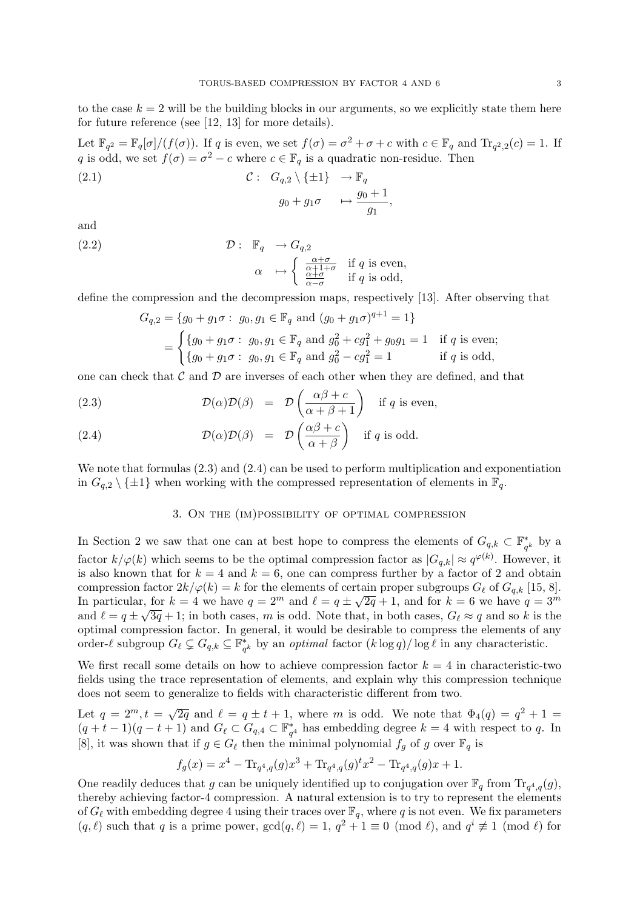to the case $k = 2$ will be the building blocks in our arguments, so we explicitly state them here for future reference (see [12, 13] for more details).

Let $\mathbb{F}_{q^2} = \mathbb{F}_q[\sigma]/(f(\sigma))$. If $q$ is even, we set $f(\sigma) = \sigma^2 + \sigma + c$ with $c \in \mathbb{F}_q$ and $\mathrm{Tr}_{q^2,2}(c) = 1$. If $q$ is odd, we set $f(\sigma) = \sigma^2 - c$ where $c \in \mathbb{F}_q$ is a quadratic non-residue. Then

$$\begin{aligned} \mathcal{C}: \quad G_{q,2} \setminus \{\pm 1\} &\to \mathbb{F}_q \\ g_0 + g_1\sigma &\mapsto \frac{g_0+1}{g_1}, \end{aligned} \tag{2.1}$$

and

$$\begin{aligned} \mathcal{D}: \quad \mathbb{F}_q &\to G_{q,2} \\ \alpha &\mapsto \begin{cases} \frac{\alpha+\sigma}{\alpha+1+\sigma} & \text{if } q \text{ is even,} \\ \frac{\alpha+\sigma}{\alpha-\sigma} & \text{if } q \text{ is odd,} \end{cases} \end{aligned} \tag{2.2}$$

define the compression and the decompression maps, respectively [13]. After observing that

$$\begin{aligned} G_{q,2} &= \{g_0 + g_1\sigma : \ g_0, g_1 \in \mathbb{F}_q \text{ and } (g_0 + g_1\sigma)^{q+1} = 1\} \\ &= \begin{cases} \{g_0 + g_1\sigma : \ g_0, g_1 \in \mathbb{F}_q \text{ and } g_0^2 + cg_1^2 + g_0 g_1 = 1 & \text{if } q \text{ is even;} \\ \{g_0 + g_1\sigma : \ g_0, g_1 \in \mathbb{F}_q \text{ and } g_0^2 - cg_1^2 = 1 & \text{if } q \text{ is odd,} \end{cases} \end{aligned}$$

one can check that $\mathcal{C}$ and $\mathcal{D}$ are inverses of each other when they are defined, and that

$$\mathcal{D}(\alpha)\mathcal{D}(\beta) \;=\; \mathcal{D}\left(\frac{\alpha\beta + c}{\alpha+\beta+1}\right) \quad \text{if } q \text{ is even,} \tag{2.3}$$

$$\mathcal{D}(\alpha)\mathcal{D}(\beta) \;=\; \mathcal{D}\left(\frac{\alpha\beta + c}{\alpha+\beta}\right) \quad \text{if } q \text{ is odd.} \tag{2.4}$$

We note that formulas (2.3) and (2.4) can be used to perform multiplication and exponentiation in $G_{q,2} \setminus \{\pm 1\}$ when working with the compressed representation of elements in $\mathbb{F}_q$.

## 3. On the (im)possibility of optimal compression

In Section 2 we saw that one can at best hope to compress the elements of $G_{q,k} \subset \mathbb{F}_{q^k}^*$ by a factor $k/\varphi(k)$ which seems to be the optimal compression factor as $|G_{q,k}| \approx q^{\varphi(k)}$. However, it is also known that for $k = 4$ and $k = 6$, one can compress further by a factor of 2 and obtain compression factor $2k/\varphi(k) = k$ for the elements of certain proper subgroups $G_\ell$ of $G_{q,k}$ [15, 8]. In particular, for $k = 4$ we have $q = 2^m$ and $\ell = q \pm \sqrt{2q} + 1$, and for $k = 6$ we have $q = 3^m$ and $\ell = q \pm \sqrt{3q} + 1$; in both cases, $m$ is odd. Note that, in both cases, $G_\ell \approx q$ and so $k$ is the optimal compression factor. In general, it would be desirable to compress the elements of any order-$\ell$ subgroup $G_\ell \subsetneq G_{q,k} \subseteq \mathbb{F}_{q^k}^*$ by an *optimal* factor $(k \log q)/\log \ell$ in any characteristic.

We first recall some details on how to achieve compression factor $k = 4$ in characteristic-two fields using the trace representation of elements, and explain why this compression technique does not seem to generalize to fields with characteristic different from two.

Let $q = 2^m, t = \sqrt{2q}$ and $\ell = q \pm t + 1$, where $m$ is odd. We note that $\Phi_4(q) = q^2 + 1 = (q + t - 1)(q - t + 1)$ and $G_\ell \subset G_{q,4} \subset \mathbb{F}_{q^4}^*$ has embedding degree $k = 4$ with respect to $q$. In [8], it was shown that if $g \in G_\ell$ then the minimal polynomial $f_g$ of $g$ over $\mathbb{F}_q$ is

$$f_g(x) = x^4 - \mathrm{Tr}_{q^4,q}(g)x^3 + \mathrm{Tr}_{q^4,q}(g)^t x^2 - \mathrm{Tr}_{q^4,q}(g)x + 1.$$

One readily deduces that $g$ can be uniquely identified up to conjugation over $\mathbb{F}_q$ from $\mathrm{Tr}_{q^4,q}(g)$, thereby achieving factor-4 compression. A natural extension is to try to represent the elements of $G_\ell$ with embedding degree 4 using their traces over $\mathbb{F}_q$, where $q$ is not even. We fix parameters $(q, \ell)$ such that $q$ is a prime power, $\gcd(q, \ell) = 1$, $q^2 + 1 \equiv 0 \pmod{\ell}$, and $q^i \not\equiv 1 \pmod{\ell}$ for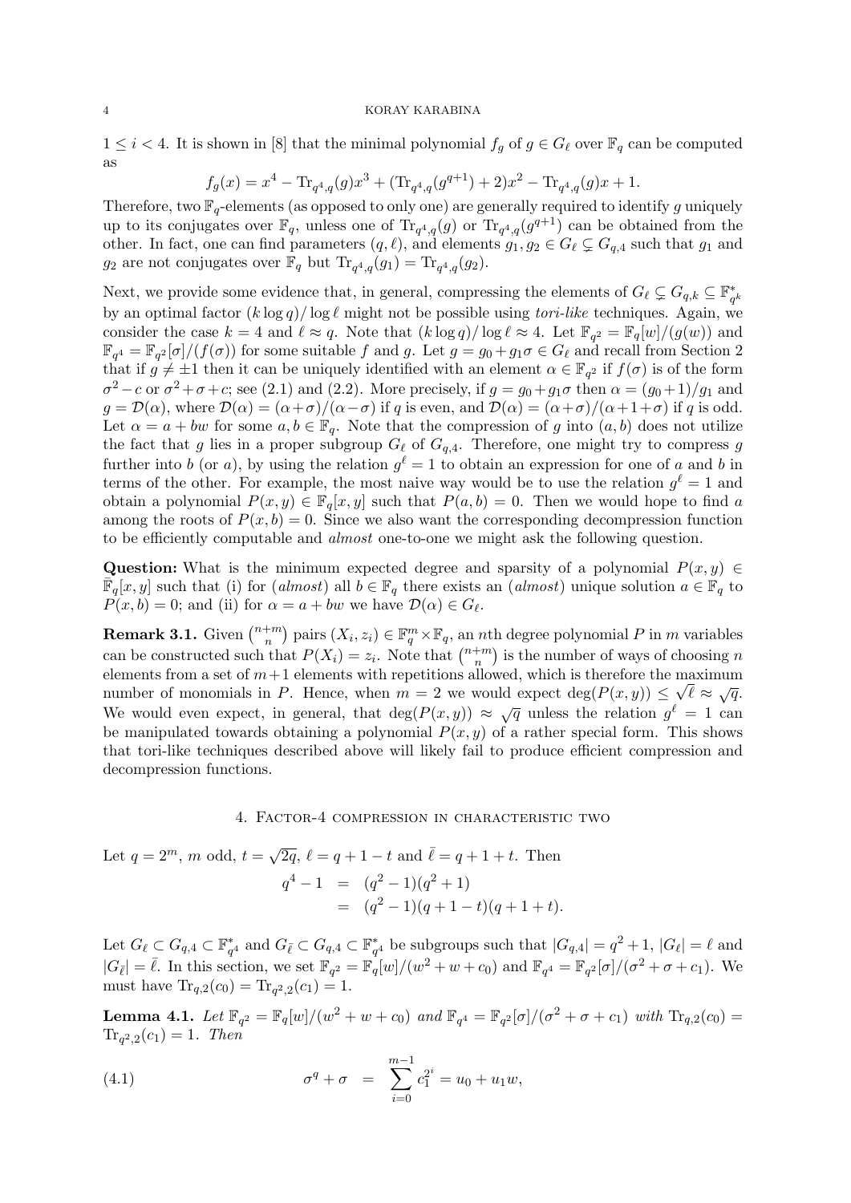$1 \le i < 4$. It is shown in [8] that the minimal polynomial $f_g$ of $g \in G_\ell$ over $\mathbb{F}_q$ can be computed as

$$f_g(x) = x^4 - \mathrm{Tr}_{q^4,q}(g)x^3 + (\mathrm{Tr}_{q^4,q}(g^{q+1}) + 2)x^2 - \mathrm{Tr}_{q^4,q}(g)x + 1.$$

Therefore, two $\mathbb{F}_q$-elements (as opposed to only one) are generally required to identify $g$ uniquely up to its conjugates over $\mathbb{F}_q$, unless one of $\mathrm{Tr}_{q^4,q}(g)$ or $\mathrm{Tr}_{q^4,q}(g^{q+1})$ can be obtained from the other. In fact, one can find parameters $(q, \ell)$, and elements $g_1, g_2 \in G_\ell \subsetneq G_{q,4}$ such that $g_1$ and $g_2$ are not conjugates over $\mathbb{F}_q$ but $\mathrm{Tr}_{q^4,q}(g_1) = \mathrm{Tr}_{q^4,q}(g_2)$.

Next, we provide some evidence that, in general, compressing the elements of $G_\ell \subsetneq G_{q,k} \subseteq \mathbb{F}^*_{q^k}$ by an optimal factor $(k \log q)/\log \ell$ might not be possible using *tori-like* techniques. Again, we consider the case $k = 4$ and $\ell \approx q$. Note that $(k \log q)/\log \ell \approx 4$. Let $\mathbb{F}_{q^2} = \mathbb{F}_q[w]/(g(w))$ and $\mathbb{F}_{q^4} = \mathbb{F}_{q^2}[\sigma]/(f(\sigma))$ for some suitable $f$ and $g$. Let $g = g_0 + g_1\sigma \in G_\ell$ and recall from Section 2 that if $g \ne \pm 1$ then it can be uniquely identified with an element $\alpha \in \mathbb{F}_{q^2}$ if $f(\sigma)$ is of the form $\sigma^2 - c$ or $\sigma^2 + \sigma + c$; see (2.1) and (2.2). More precisely, if $g = g_0 + g_1\sigma$ then $\alpha = (g_0+1)/g_1$ and $g = \mathcal{D}(\alpha)$, where $\mathcal{D}(\alpha) = (\alpha+\sigma)/(\alpha-\sigma)$ if $q$ is even, and $\mathcal{D}(\alpha) = (\alpha+\sigma)/(\alpha+1+\sigma)$ if $q$ is odd. Let $\alpha = a + bw$ for some $a, b \in \mathbb{F}_q$. Note that the compression of $g$ into $(a, b)$ does not utilize the fact that $g$ lies in a proper subgroup $G_\ell$ of $G_{q,4}$. Therefore, one might try to compress $g$ further into $b$ (or $a$), by using the relation $g^\ell = 1$ to obtain an expression for one of $a$ and $b$ in terms of the other. For example, the most naive way would be to use the relation $g^\ell = 1$ and obtain a polynomial $P(x, y) \in \mathbb{F}_q[x, y]$ such that $P(a, b) = 0$. Then we would hope to find $a$ among the roots of $P(x, b) = 0$. Since we also want the corresponding decompression function to be efficiently computable and *almost* one-to-one we might ask the following question.

**Question:** What is the minimum expected degree and sparsity of a polynomial $P(x, y) \in \bar{\mathbb{F}}_q[x, y]$ such that (i) for (*almost*) all $b \in \mathbb{F}_q$ there exists an (*almost*) unique solution $a \in \mathbb{F}_q$ to $P(x, b) = 0$; and (ii) for $\alpha = a + bw$ we have $\mathcal{D}(\alpha) \in G_\ell$.

**Remark 3.1.** Given $\binom{n+m}{n}$ pairs $(X_i, z_i) \in \mathbb{F}_q^m \times \mathbb{F}_q$, an $n$th degree polynomial $P$ in $m$ variables can be constructed such that $P(X_i) = z_i$. Note that $\binom{n+m}{n}$ is the number of ways of choosing $n$ elements from a set of $m+1$ elements with repetitions allowed, which is therefore the maximum number of monomials in $P$. Hence, when $m = 2$ we would expect $\deg(P(x, y)) \le \sqrt{\ell} \approx \sqrt{q}$. We would even expect, in general, that $\deg(P(x, y)) \approx \sqrt{q}$ unless the relation $g^\ell = 1$ can be manipulated towards obtaining a polynomial $P(x, y)$ of a rather special form. This shows that tori-like techniques described above will likely fail to produce efficient compression and decompression functions.

## 4. Factor-4 compression in characteristic two

Let $q = 2^m$, $m$ odd, $t = \sqrt{2q}$, $\ell = q + 1 - t$ and $\bar{\ell} = q + 1 + t$. Then

$$\begin{aligned} q^4 - 1 &= (q^2 - 1)(q^2 + 1) \\ &= (q^2 - 1)(q + 1 - t)(q + 1 + t). \end{aligned}$$

Let $G_\ell \subset G_{q,4} \subset \mathbb{F}^*_{q^4}$ and $G_{\bar{\ell}} \subset G_{q,4} \subset \mathbb{F}^*_{q^4}$ be subgroups such that $|G_{q,4}| = q^2 + 1$, $|G_\ell| = \ell$ and $|G_{\bar{\ell}}| = \bar{\ell}$. In this section, we set $\mathbb{F}_{q^2} = \mathbb{F}_q[w]/(w^2 + w + c_0)$ and $\mathbb{F}_{q^4} = \mathbb{F}_{q^2}[\sigma]/(\sigma^2 + \sigma + c_1)$. We must have $\mathrm{Tr}_{q,2}(c_0) = \mathrm{Tr}_{q^2,2}(c_1) = 1$.

**Lemma 4.1.** *Let* $\mathbb{F}_{q^2} = \mathbb{F}_q[w]/(w^2 + w + c_0)$ *and* $\mathbb{F}_{q^4} = \mathbb{F}_{q^2}[\sigma]/(\sigma^2 + \sigma + c_1)$ *with* $\mathrm{Tr}_{q,2}(c_0) = \mathrm{Tr}_{q^2,2}(c_1) = 1$. *Then*

$$\sigma^q + \sigma \;=\; \sum_{i=0}^{m-1} c_1^{2^i} = u_0 + u_1 w, \tag{4.1}$$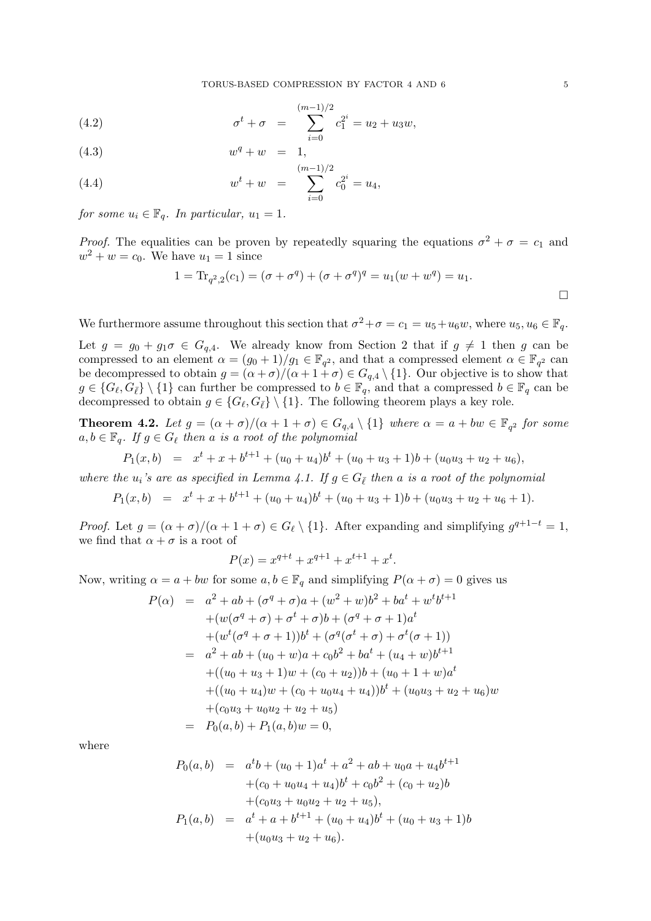$$
\begin{aligned}
(4.2) \qquad \sigma^t + \sigma &= \sum_{i=0}^{(m-1)/2} c_1^{2^i} = u_2 + u_3 w, \\
(4.3) \qquad w^q + w &= 1, \\
(4.4) \qquad w^t + w &= \sum_{i=0}^{(m-1)/2} c_0^{2^i} = u_4,
\end{aligned}
$$

*for some* $u_i \in \mathbb{F}_q$. *In particular,* $u_1 = 1$.

*Proof.* The equalities can be proven by repeatedly squaring the equations $\sigma^2 + \sigma = c_1$ and $w^2 + w = c_0$. We have $u_1 = 1$ since

$$
1 = \mathrm{Tr}_{q^2,2}(c_1) = (\sigma + \sigma^q) + (\sigma + \sigma^q)^q = u_1(w + w^q) = u_1.
$$

□

We furthermore assume throughout this section that $\sigma^2 + \sigma = c_1 = u_5 + u_6 w$, where $u_5, u_6 \in \mathbb{F}_q$.

Let $g = g_0 + g_1\sigma \in G_{q,4}$. We already know from Section 2 that if $g \neq 1$ then $g$ can be compressed to an element $\alpha = (g_0 + 1)/g_1 \in \mathbb{F}_{q^2}$, and that a compressed element $\alpha \in \mathbb{F}_{q^2}$ can be decompressed to obtain $g = (\alpha + \sigma)/(\alpha + 1 + \sigma) \in G_{q,4} \setminus \{1\}$. Our objective is to show that $g \in \{G_\ell, G_{\bar{\ell}}\} \setminus \{1\}$ can further be compressed to $b \in \mathbb{F}_q$, and that a compressed $b \in \mathbb{F}_q$ can be decompressed to obtain $g \in \{G_\ell, G_{\bar{\ell}}\} \setminus \{1\}$. The following theorem plays a key role.

**Theorem 4.2.** *Let* $g = (\alpha + \sigma)/(\alpha + 1 + \sigma) \in G_{q,4} \setminus \{1\}$ *where* $\alpha = a + bw \in \mathbb{F}_{q^2}$ *for some* $a, b \in \mathbb{F}_q$. *If* $g \in G_\ell$ *then* $a$ *is a root of the polynomial*

$$
P_1(x, b) \;=\; x^t + x + b^{t+1} + (u_0 + u_4)b^t + (u_0 + u_3 + 1)b + (u_0u_3 + u_2 + u_6),
$$

*where the* $u_i$*'s are as specified in Lemma 4.1. If* $g \in G_{\bar{\ell}}$ *then* $a$ *is a root of the polynomial*

$$
P_1(x, b) \;=\; x^t + x + b^{t+1} + (u_0 + u_4)b^t + (u_0 + u_3 + 1)b + (u_0u_3 + u_2 + u_6 + 1).
$$

*Proof.* Let $g = (\alpha + \sigma)/(\alpha + 1 + \sigma) \in G_\ell \setminus \{1\}$. After expanding and simplifying $g^{q+1-t} = 1$, we find that $\alpha + \sigma$ is a root of

$$
P(x) = x^{q+t} + x^{q+1} + x^{t+1} + x^t.
$$

Now, writing $\alpha = a + bw$ for some $a, b \in \mathbb{F}_q$ and simplifying $P(\alpha + \sigma) = 0$ gives us

$$
\begin{aligned}
P(\alpha) &= a^2 + ab + (\sigma^q + \sigma)a + (w^2 + w)b^2 + ba^t + w^t b^{t+1} \\
&\quad + (w(\sigma^q + \sigma) + \sigma^t + \sigma)b + (\sigma^q + \sigma + 1)a^t \\
&\quad + (w^t(\sigma^q + \sigma + 1))b^t + (\sigma^q(\sigma^t + \sigma) + \sigma^t(\sigma + 1)) \\
&= a^2 + ab + (u_0 + w)a + c_0 b^2 + ba^t + (u_4 + w)b^{t+1} \\
&\quad + ((u_0 + u_3 + 1)w + (c_0 + u_2))b + (u_0 + 1 + w)a^t \\
&\quad + ((u_0 + u_4)w + (c_0 + u_0u_4 + u_4))b^t + (u_0u_3 + u_2 + u_6)w \\
&\quad + (c_0u_3 + u_0u_2 + u_2 + u_5) \\
&= P_0(a, b) + P_1(a, b)w = 0,
\end{aligned}
$$

where

$$
\begin{aligned}
P_0(a, b) &= a^t b + (u_0 + 1)a^t + a^2 + ab + u_0 a + u_4 b^{t+1} \\
&\quad + (c_0 + u_0u_4 + u_4)b^t + c_0 b^2 + (c_0 + u_2)b \\
&\quad + (c_0u_3 + u_0u_2 + u_2 + u_5), \\
P_1(a, b) &= a^t + a + b^{t+1} + (u_0 + u_4)b^t + (u_0 + u_3 + 1)b \\
&\quad + (u_0u_3 + u_2 + u_6).
\end{aligned}
$$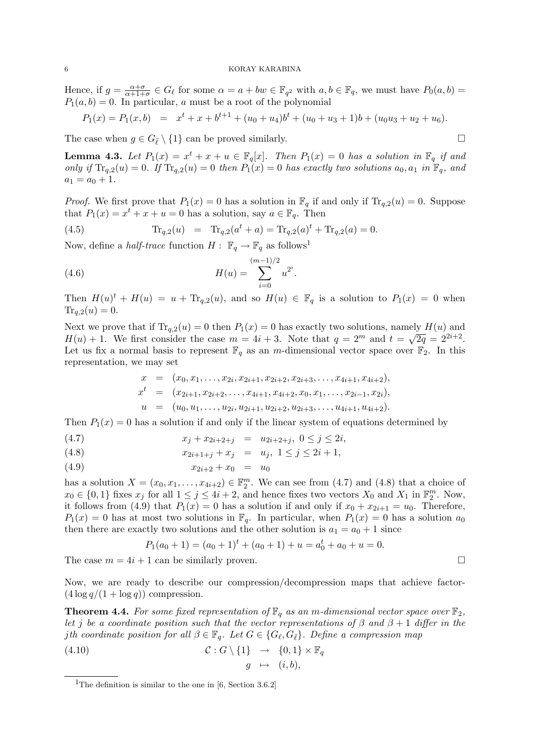Hence, if $g = \frac{\alpha+\sigma}{\alpha+1+\sigma} \in G_\ell$ for some $\alpha = a + bw \in \mathbb{F}_{q^2}$ with $a, b \in \mathbb{F}_q$, we must have $P_0(a,b) = P_1(a,b) = 0$. In particular, $a$ must be a root of the polynomial

$$P_1(x) = P_1(x,b) \;\; = \;\; x^t + x + b^{t+1} + (u_0 + u_4)b^t + (u_0 + u_3 + 1)b + (u_0u_3 + u_2 + u_6).$$

The case when $g \in G_{\bar{\ell}} \setminus \{1\}$ can be proved similarly. □

**Lemma 4.3.** *Let $P_1(x) = x^t + x + u \in \mathbb{F}_q[x]$. Then $P_1(x) = 0$ has a solution in $\mathbb{F}_q$ if and only if $\mathrm{Tr}_{q,2}(u) = 0$. If $\mathrm{Tr}_{q,2}(u) = 0$ then $P_1(x) = 0$ has exactly two solutions $a_0, a_1$ in $\mathbb{F}_q$, and $a_1 = a_0 + 1$.*

*Proof.* We first prove that $P_1(x) = 0$ has a solution in $\mathbb{F}_q$ if and only if $\mathrm{Tr}_{q,2}(u) = 0$. Suppose that $P_1(x) = x^t + x + u = 0$ has a solution, say $a \in \mathbb{F}_q$. Then

$$\mathrm{Tr}_{q,2}(u) \;\; = \;\; \mathrm{Tr}_{q,2}(a^t + a) = \mathrm{Tr}_{q,2}(a)^t + \mathrm{Tr}_{q,2}(a) = 0. \tag{4.5}$$

Now, define a *half-trace* function $H : \mathbb{F}_q \to \mathbb{F}_q$ as follows[1]

$$H(u) = \sum_{i=0}^{(m-1)/2} u^{2^i}. \tag{4.6}$$

Then $H(u)^t + H(u) = u + \mathrm{Tr}_{q,2}(u)$, and so $H(u) \in \mathbb{F}_q$ is a solution to $P_1(x) = 0$ when $\mathrm{Tr}_{q,2}(u) = 0$.

Next we prove that if $\mathrm{Tr}_{q,2}(u) = 0$ then $P_1(x) = 0$ has exactly two solutions, namely $H(u)$ and $H(u) + 1$. We first consider the case $m = 4i + 3$. Note that $q = 2^m$ and $t = \sqrt{2q} = 2^{2i+2}$. Let us fix a normal basis to represent $\mathbb{F}_q$ as an $m$-dimensional vector space over $\mathbb{F}_2$. In this representation, we may set

$$\begin{aligned}
x &= (x_0, x_1, \ldots, x_{2i}, x_{2i+1}, x_{2i+2}, x_{2i+3}, \ldots, x_{4i+1}, x_{4i+2}),\\
x^t &= (x_{2i+1}, x_{2i+2}, \ldots, x_{4i+1}, x_{4i+2}, x_0, x_1, \ldots, x_{2i-1}, x_{2i}),\\
u &= (u_0, u_1, \ldots, u_{2i}, u_{2i+1}, u_{2i+2}, u_{2i+3}, \ldots, u_{4i+1}, u_{4i+2}).
\end{aligned}$$

Then $P_1(x) = 0$ has a solution if and only if the linear system of equations determined by

$$x_j + x_{2i+2+j} \;\; = \;\; u_{2i+2+j}, \; 0 \le j \le 2i, \tag{4.7}$$

$$x_{2i+1+j} + x_j \;\; = \;\; u_j, \; 1 \le j \le 2i+1, \tag{4.8}$$

$$x_{2i+2} + x_0 \;\; = \;\; u_0 \tag{4.9}$$

has a solution $X = (x_0, x_1, \ldots, x_{4i+2}) \in \mathbb{F}_2^m$. We can see from (4.7) and (4.8) that a choice of $x_0 \in \{0,1\}$ fixes $x_j$ for all $1 \le j \le 4i+2$, and hence fixes two vectors $X_0$ and $X_1$ in $\mathbb{F}_2^m$. Now, it follows from (4.9) that $P_1(x) = 0$ has a solution if and only if $x_0 + x_{2i+1} = u_0$. Therefore, $P_1(x) = 0$ has at most two solutions in $\mathbb{F}_q$. In particular, when $P_1(x) = 0$ has a solution $a_0$ then there are exactly two solutions and the other solution is $a_1 = a_0 + 1$ since

$$P_1(a_0 + 1) = (a_0 + 1)^t + (a_0 + 1) + u = a_0^t + a_0 + u = 0.$$

The case $m = 4i + 1$ can be similarly proven. □

Now, we are ready to describe our compression/decompression maps that achieve factor-$(4 \log q/(1 + \log q))$ compression.

**Theorem 4.4.** *For some fixed representation of $\mathbb{F}_q$ as an $m$-dimensional vector space over $\mathbb{F}_2$, let $j$ be a coordinate position such that the vector representations of $\beta$ and $\beta + 1$ differ in the $j$th coordinate position for all $\beta \in \mathbb{F}_q$. Let $G \in \{G_\ell, G_{\bar{\ell}}\}$. Define a compression map*

$$\begin{aligned}
\mathcal{C} : G \setminus \{1\} &\;\; \to \;\; \{0,1\} \times \mathbb{F}_q\\
g &\;\; \mapsto \;\; (i, b),
\end{aligned} \tag{4.10}$$

[1] The definition is similar to the one in [6, Section 3.6.2]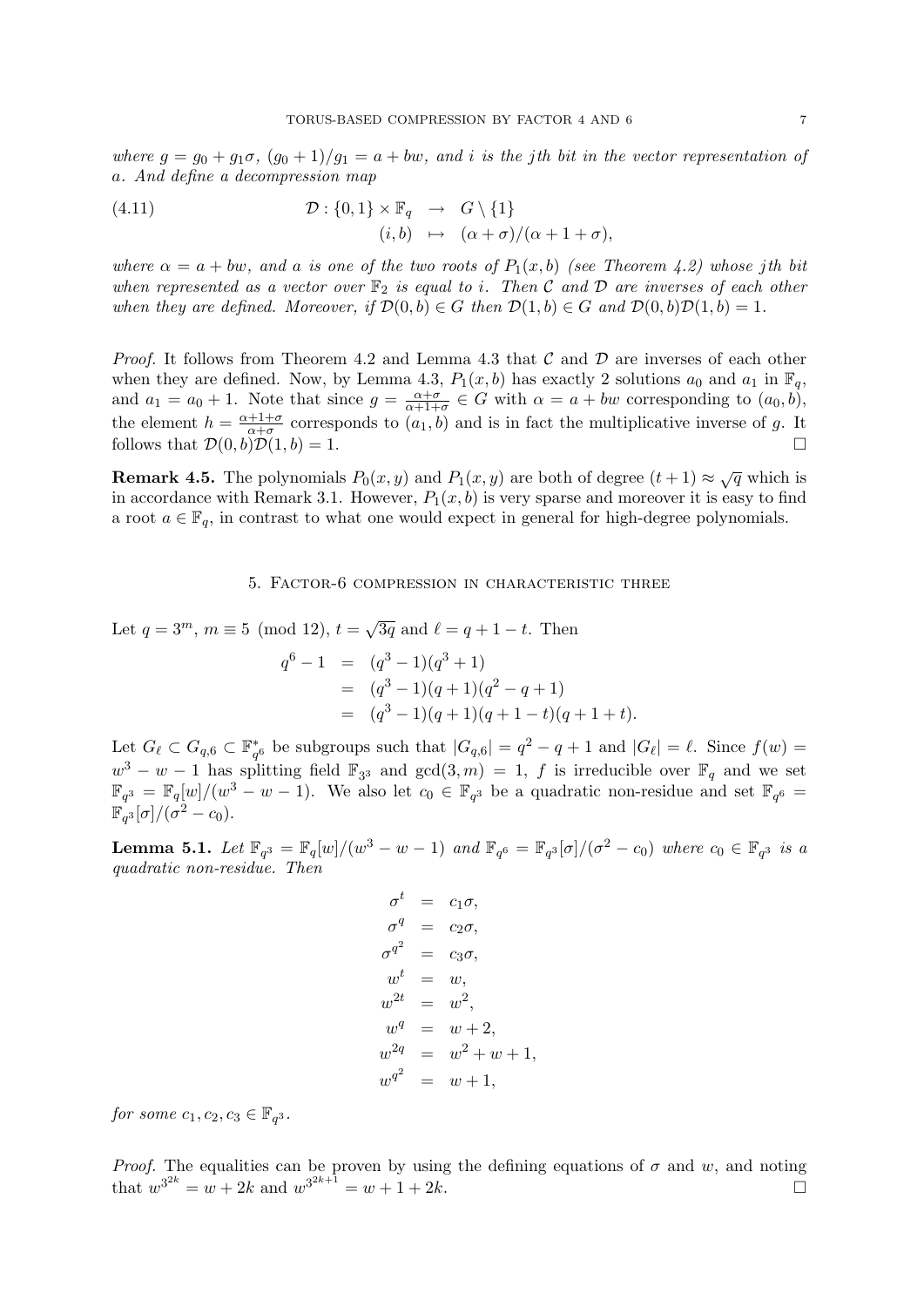*where $g = g_0 + g_1\sigma$, $(g_0+1)/g_1 = a + bw$, and $i$ is the $j$th bit in the vector representation of $a$. And define a decompression map*

$$
\begin{array}{rrcl}
(4.11) & \mathcal{D} : \{0,1\} \times \mathbb{F}_q & \to & G \setminus \{1\} \\
& (i, b) & \mapsto & (\alpha + \sigma)/(\alpha + 1 + \sigma),
\end{array}
$$

*where $\alpha = a + bw$, and $a$ is one of the two roots of $P_1(x, b)$ (see Theorem 4.2) whose $j$th bit when represented as a vector over $\mathbb{F}_2$ is equal to $i$. Then $\mathcal{C}$ and $\mathcal{D}$ are inverses of each other when they are defined. Moreover, if $\mathcal{D}(0, b) \in G$ then $\mathcal{D}(1, b) \in G$ and $\mathcal{D}(0, b)\mathcal{D}(1, b) = 1$.*

*Proof.* It follows from Theorem 4.2 and Lemma 4.3 that $\mathcal{C}$ and $\mathcal{D}$ are inverses of each other when they are defined. Now, by Lemma 4.3, $P_1(x, b)$ has exactly 2 solutions $a_0$ and $a_1$ in $\mathbb{F}_q$, and $a_1 = a_0 + 1$. Note that since $g = \frac{\alpha+\sigma}{\alpha+1+\sigma} \in G$ with $\alpha = a + bw$ corresponding to $(a_0, b)$, the element $h = \frac{\alpha+1+\sigma}{\alpha+\sigma}$ corresponds to $(a_1, b)$ and is in fact the multiplicative inverse of $g$. It follows that $\mathcal{D}(0, b)\mathcal{D}(1, b) = 1$. $\square$

**Remark 4.5.** The polynomials $P_0(x, y)$ and $P_1(x, y)$ are both of degree $(t + 1) \approx \sqrt{q}$ which is in accordance with Remark 3.1. However, $P_1(x, b)$ is very sparse and moreover it is easy to find a root $a \in \mathbb{F}_q$, in contrast to what one would expect in general for high-degree polynomials.

## 5. Factor-6 compression in characteristic three

Let $q = 3^m$, $m \equiv 5 \pmod{12}$, $t = \sqrt{3q}$ and $\ell = q + 1 - t$. Then

$$
\begin{aligned}
q^6 - 1 &= (q^3 - 1)(q^3 + 1) \\
&= (q^3 - 1)(q + 1)(q^2 - q + 1) \\
&= (q^3 - 1)(q + 1)(q + 1 - t)(q + 1 + t).
\end{aligned}
$$

Let $G_\ell \subset G_{q,6} \subset \mathbb{F}_{q^6}^*$ be subgroups such that $|G_{q,6}| = q^2 - q + 1$ and $|G_\ell| = \ell$. Since $f(w) = w^3 - w - 1$ has splitting field $\mathbb{F}_{3^3}$ and $\gcd(3, m) = 1$, $f$ is irreducible over $\mathbb{F}_q$ and we set $\mathbb{F}_{q^3} = \mathbb{F}_q[w]/(w^3 - w - 1)$. We also let $c_0 \in \mathbb{F}_{q^3}$ be a quadratic non-residue and set $\mathbb{F}_{q^6} = \mathbb{F}_{q^3}[\sigma]/(\sigma^2 - c_0)$.

**Lemma 5.1.** *Let $\mathbb{F}_{q^3} = \mathbb{F}_q[w]/(w^3 - w - 1)$ and $\mathbb{F}_{q^6} = \mathbb{F}_{q^3}[\sigma]/(\sigma^2 - c_0)$ where $c_0 \in \mathbb{F}_{q^3}$ is a quadratic non-residue. Then*

$$
\begin{aligned}
\sigma^t &= c_1\sigma, \\
\sigma^q &= c_2\sigma, \\
\sigma^{q^2} &= c_3\sigma, \\
w^t &= w, \\
w^{2t} &= w^2, \\
w^q &= w + 2, \\
w^{2q} &= w^2 + w + 1, \\
w^{q^2} &= w + 1,
\end{aligned}
$$

*for some $c_1, c_2, c_3 \in \mathbb{F}_{q^3}$.*

*Proof.* The equalities can be proven by using the defining equations of $\sigma$ and $w$, and noting that $w^{3^{2k}} = w + 2k$ and $w^{3^{2k+1}} = w + 1 + 2k$. $\square$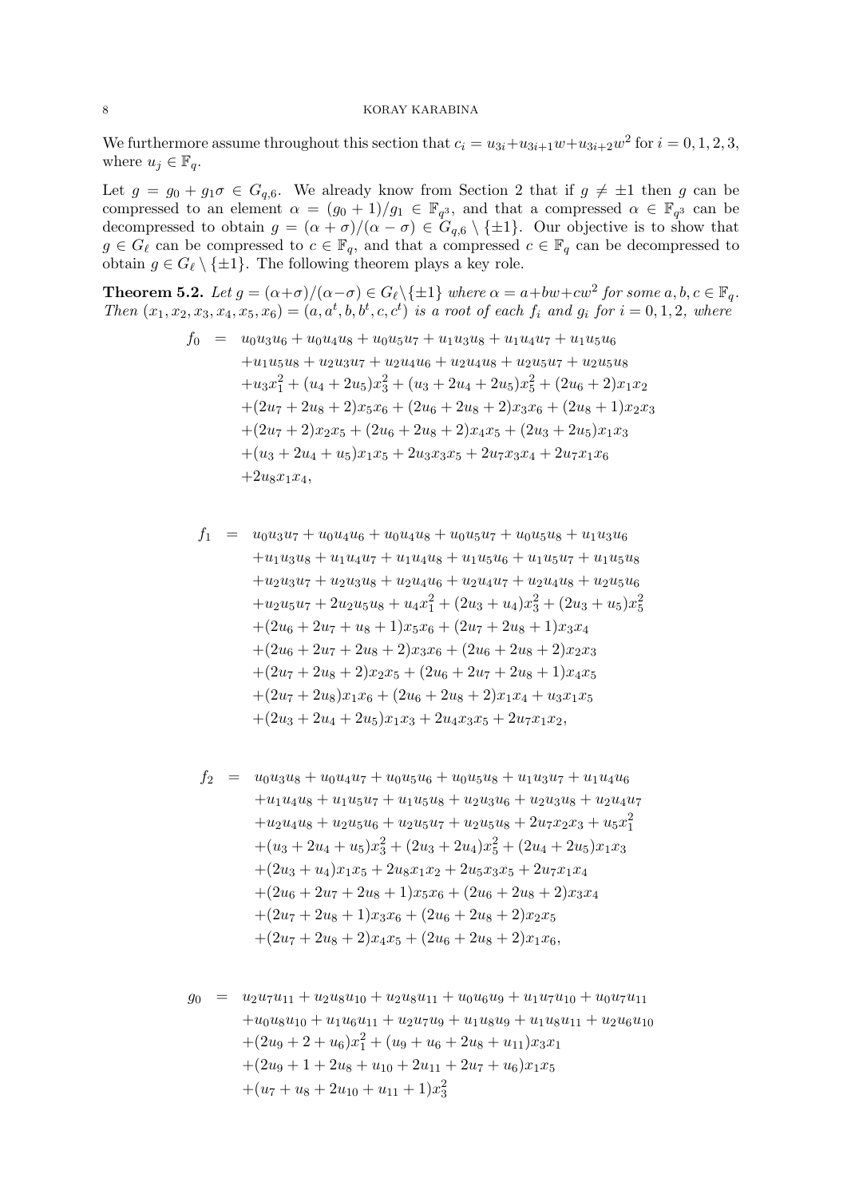We furthermore assume throughout this section that $c_i = u_{3i} + u_{3i+1}w + u_{3i+2}w^2$ for $i = 0, 1, 2, 3$, where $u_j \in \mathbb{F}_q$.

Let $g = g_0 + g_1\sigma \in G_{q,6}$. We already know from Section 2 that if $g \neq \pm 1$ then $g$ can be compressed to an element $\alpha = (g_0 + 1)/g_1 \in \mathbb{F}_{q^3}$, and that a compressed $\alpha \in \mathbb{F}_{q^3}$ can be decompressed to obtain $g = (\alpha + \sigma)/(\alpha - \sigma) \in G_{q,6} \setminus \{\pm 1\}$. Our objective is to show that $g \in G_\ell$ can be compressed to $c \in \mathbb{F}_q$, and that a compressed $c \in \mathbb{F}_q$ can be decompressed to obtain $g \in G_\ell \setminus \{\pm 1\}$. The following theorem plays a key role.

**Theorem 5.2.** *Let $g = (\alpha+\sigma)/(\alpha-\sigma) \in G_\ell \setminus \{\pm 1\}$ where $\alpha = a + bw + cw^2$ for some $a, b, c \in \mathbb{F}_q$. Then $(x_1, x_2, x_3, x_4, x_5, x_6) = (a, a^t, b, b^t, c, c^t)$ is a root of each $f_i$ and $g_i$ for $i = 0, 1, 2$, where*

$$
\begin{aligned}
f_0 \;=\;& u_0u_3u_6 + u_0u_4u_8 + u_0u_5u_7 + u_1u_3u_8 + u_1u_4u_7 + u_1u_5u_6 \\
&+ u_1u_5u_8 + u_2u_3u_7 + u_2u_4u_6 + u_2u_4u_8 + u_2u_5u_7 + u_2u_5u_8 \\
&+ u_3x_1^2 + (u_4 + 2u_5)x_3^2 + (u_3 + 2u_4 + 2u_5)x_5^2 + (2u_6 + 2)x_1x_2 \\
&+ (2u_7 + 2u_8 + 2)x_5x_6 + (2u_6 + 2u_8 + 2)x_3x_6 + (2u_8 + 1)x_2x_3 \\
&+ (2u_7 + 2)x_2x_5 + (2u_6 + 2u_8 + 2)x_4x_5 + (2u_3 + 2u_5)x_1x_3 \\
&+ (u_3 + 2u_4 + u_5)x_1x_5 + 2u_3x_3x_5 + 2u_7x_3x_4 + 2u_7x_1x_6 \\
&+ 2u_8x_1x_4,
\end{aligned}
$$

$$
\begin{aligned}
f_1 \;=\;& u_0u_3u_7 + u_0u_4u_6 + u_0u_4u_8 + u_0u_5u_7 + u_0u_5u_8 + u_1u_3u_6 \\
&+ u_1u_3u_8 + u_1u_4u_7 + u_1u_4u_8 + u_1u_5u_6 + u_1u_5u_7 + u_1u_5u_8 \\
&+ u_2u_3u_7 + u_2u_3u_8 + u_2u_4u_6 + u_2u_4u_7 + u_2u_4u_8 + u_2u_5u_6 \\
&+ u_2u_5u_7 + 2u_2u_5u_8 + u_4x_1^2 + (2u_3 + u_4)x_3^2 + (2u_3 + u_5)x_5^2 \\
&+ (2u_6 + 2u_7 + u_8 + 1)x_5x_6 + (2u_7 + 2u_8 + 1)x_3x_4 \\
&+ (2u_6 + 2u_7 + 2u_8 + 2)x_3x_6 + (2u_6 + 2u_8 + 2)x_2x_3 \\
&+ (2u_7 + 2u_8 + 2)x_2x_5 + (2u_6 + 2u_7 + 2u_8 + 1)x_4x_5 \\
&+ (2u_7 + 2u_8)x_1x_6 + (2u_6 + 2u_8 + 2)x_1x_4 + u_3x_1x_5 \\
&+ (2u_3 + 2u_4 + 2u_5)x_1x_3 + 2u_4x_3x_5 + 2u_7x_1x_2,
\end{aligned}
$$

$$
\begin{aligned}
f_2 \;=\;& u_0u_3u_8 + u_0u_4u_7 + u_0u_5u_6 + u_0u_5u_8 + u_1u_3u_7 + u_1u_4u_6 \\
&+ u_1u_4u_8 + u_1u_5u_7 + u_1u_5u_8 + u_2u_3u_6 + u_2u_3u_8 + u_2u_4u_7 \\
&+ u_2u_4u_8 + u_2u_5u_6 + u_2u_5u_7 + u_2u_5u_8 + 2u_7x_2x_3 + u_5x_1^2 \\
&+ (u_3 + 2u_4 + u_5)x_3^2 + (2u_3 + 2u_4)x_5^2 + (2u_4 + 2u_5)x_1x_3 \\
&+ (2u_3 + u_4)x_1x_5 + 2u_8x_1x_2 + 2u_5x_3x_5 + 2u_7x_1x_4 \\
&+ (2u_6 + 2u_7 + 2u_8 + 1)x_5x_6 + (2u_6 + 2u_8 + 2)x_3x_4 \\
&+ (2u_7 + 2u_8 + 1)x_3x_6 + (2u_6 + 2u_8 + 2)x_2x_5 \\
&+ (2u_7 + 2u_8 + 2)x_4x_5 + (2u_6 + 2u_8 + 2)x_1x_6,
\end{aligned}
$$

$$
\begin{aligned}
g_0 \;=\;& u_2u_7u_{11} + u_2u_8u_{10} + u_2u_8u_{11} + u_0u_6u_9 + u_1u_7u_{10} + u_0u_7u_{11} \\
&+ u_0u_8u_{10} + u_1u_6u_{11} + u_2u_7u_9 + u_1u_8u_9 + u_1u_8u_{11} + u_2u_6u_{10} \\
&+ (2u_9 + 2 + u_6)x_1^2 + (u_9 + u_6 + 2u_8 + u_{11})x_3x_1 \\
&+ (2u_9 + 1 + 2u_8 + u_{10} + 2u_{11} + 2u_7 + u_6)x_1x_5 \\
&+ (u_7 + u_8 + 2u_{10} + u_{11} + 1)x_3^2
\end{aligned}
$$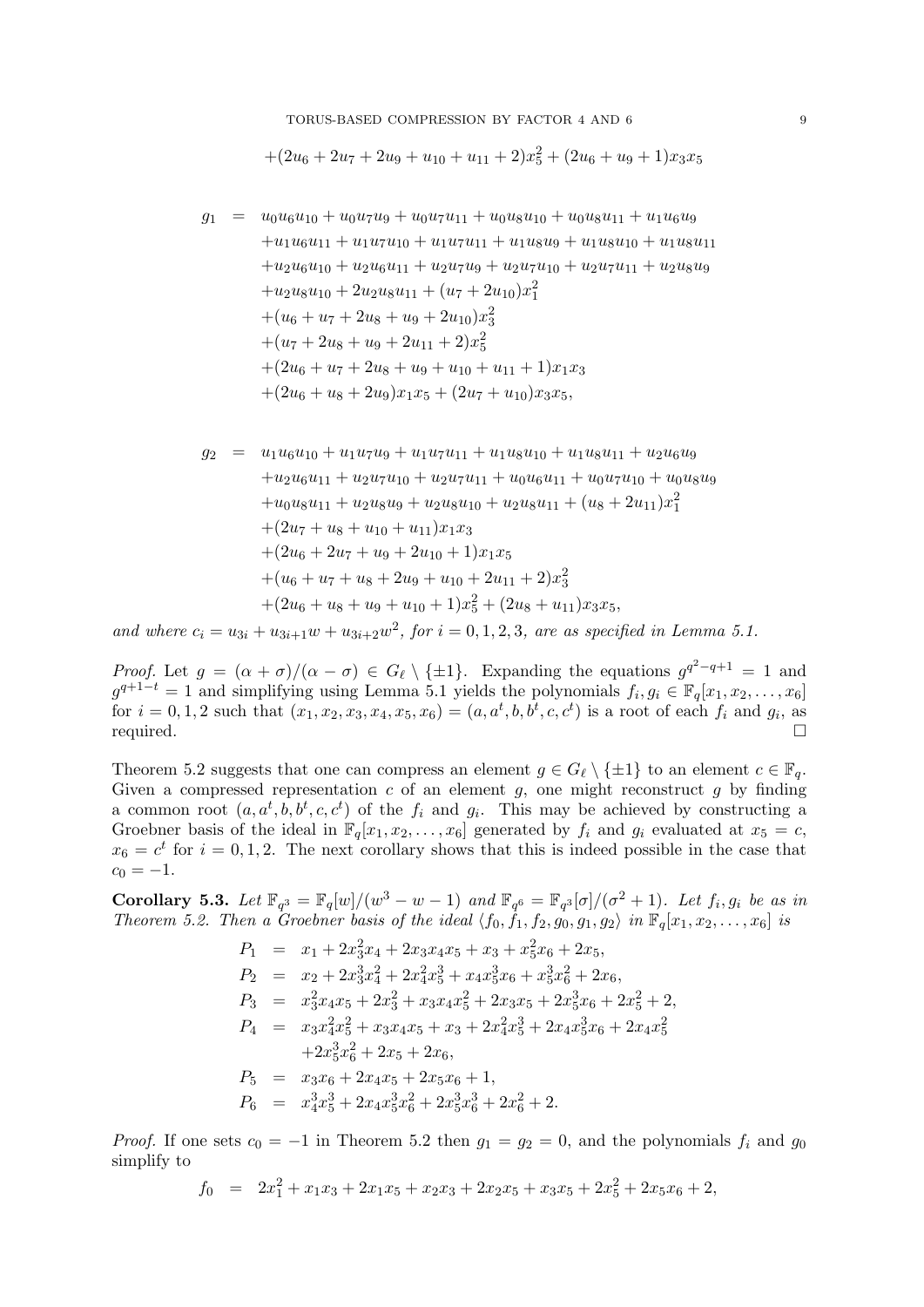$$+(2u_6+2u_7+2u_9+u_{10}+u_{11}+2)x_5^2+(2u_6+u_9+1)x_3x_5$$

$$
\begin{aligned}
g_1 &= u_0u_6u_{10}+u_0u_7u_9+u_0u_7u_{11}+u_0u_8u_{10}+u_0u_8u_{11}+u_1u_6u_9\\
&\quad +u_1u_6u_{11}+u_1u_7u_{10}+u_1u_7u_{11}+u_1u_8u_9+u_1u_8u_{10}+u_1u_8u_{11}\\
&\quad +u_2u_6u_{10}+u_2u_6u_{11}+u_2u_7u_9+u_2u_7u_{10}+u_2u_7u_{11}+u_2u_8u_9\\
&\quad +u_2u_8u_{10}+2u_2u_8u_{11}+(u_7+2u_{10})x_1^2\\
&\quad +(u_6+u_7+2u_8+u_9+2u_{10})x_3^2\\
&\quad +(u_7+2u_8+u_9+2u_{11}+2)x_5^2\\
&\quad +(2u_6+u_7+2u_8+u_9+u_{10}+u_{11}+1)x_1x_3\\
&\quad +(2u_6+u_8+2u_9)x_1x_5+(2u_7+u_{10})x_3x_5,
\end{aligned}
$$

$$
\begin{aligned}
g_2 &= u_1u_6u_{10}+u_1u_7u_9+u_1u_7u_{11}+u_1u_8u_{10}+u_1u_8u_{11}+u_2u_6u_9\\
&\quad +u_2u_6u_{11}+u_2u_7u_{10}+u_2u_7u_{11}+u_0u_6u_{11}+u_0u_7u_{10}+u_0u_8u_9\\
&\quad +u_0u_8u_{11}+u_2u_8u_9+u_2u_8u_{10}+u_2u_8u_{11}+(u_8+2u_{11})x_1^2\\
&\quad +(2u_7+u_8+u_{10}+u_{11})x_1x_3\\
&\quad +(2u_6+2u_7+u_9+2u_{10}+1)x_1x_5\\
&\quad +(u_6+u_7+u_8+2u_9+u_{10}+2u_{11}+2)x_3^2\\
&\quad +(2u_6+u_8+u_9+u_{10}+1)x_5^2+(2u_8+u_{11})x_3x_5,
\end{aligned}
$$

*and where $c_i = u_{3i}+u_{3i+1}w+u_{3i+2}w^2$, for $i=0,1,2,3$, are as specified in Lemma 5.1.*

*Proof.* Let $g=(\alpha+\sigma)/(\alpha-\sigma)\in G_\ell\setminus\{\pm1\}$. Expanding the equations $g^{q^2-q+1}=1$ and $g^{q+1-t}=1$ and simplifying using Lemma 5.1 yields the polynomials $f_i,g_i\in\mathbb{F}_q[x_1,x_2,\ldots,x_6]$ for $i=0,1,2$ such that $(x_1,x_2,x_3,x_4,x_5,x_6)=(a,a^t,b,b^t,c,c^t)$ is a root of each $f_i$ and $g_i$, as required. □

Theorem 5.2 suggests that one can compress an element $g\in G_\ell\setminus\{\pm1\}$ to an element $c\in\mathbb{F}_q$. Given a compressed representation $c$ of an element $g$, one might reconstruct $g$ by finding a common root $(a,a^t,b,b^t,c,c^t)$ of the $f_i$ and $g_i$. This may be achieved by constructing a Groebner basis of the ideal in $\mathbb{F}_q[x_1,x_2,\ldots,x_6]$ generated by $f_i$ and $g_i$ evaluated at $x_5=c$, $x_6=c^t$ for $i=0,1,2$. The next corollary shows that this is indeed possible in the case that $c_0=-1$.

**Corollary 5.3.** *Let $\mathbb{F}_{q^3}=\mathbb{F}_q[w]/(w^3-w-1)$ and $\mathbb{F}_{q^6}=\mathbb{F}_{q^3}[\sigma]/(\sigma^2+1)$. Let $f_i,g_i$ be as in Theorem 5.2. Then a Groebner basis of the ideal $\langle f_0,f_1,f_2,g_0,g_1,g_2\rangle$ in $\mathbb{F}_q[x_1,x_2,\ldots,x_6]$ is*

$$
\begin{aligned}
P_1 &= x_1+2x_3^2x_4+2x_3x_4x_5+x_3+x_5^2x_6+2x_5,\\
P_2 &= x_2+2x_3^3x_4^2+2x_4^2x_5^3+x_4x_5^3x_6+x_5^3x_6^2+2x_6,\\
P_3 &= x_3^2x_4x_5+2x_3^2+x_3x_4x_5^2+2x_3x_5+2x_5^3x_6+2x_5^2+2,\\
P_4 &= x_3x_4^2x_5^2+x_3x_4x_5+x_3+2x_4^2x_5^3+2x_4x_5^3x_6+2x_4x_5^2\\
&\quad +2x_5^3x_6^2+2x_5+2x_6,\\
P_5 &= x_3x_6+2x_4x_5+2x_5x_6+1,\\
P_6 &= x_4^3x_5^3+2x_4x_5^3x_6^2+2x_5^3x_6^3+2x_6^2+2.
\end{aligned}
$$

*Proof.* If one sets $c_0=-1$ in Theorem 5.2 then $g_1=g_2=0$, and the polynomials $f_i$ and $g_0$ simplify to

$$f_0 = 2x_1^2+x_1x_3+2x_1x_5+x_2x_3+2x_2x_5+x_3x_5+2x_5^2+2x_5x_6+2,$$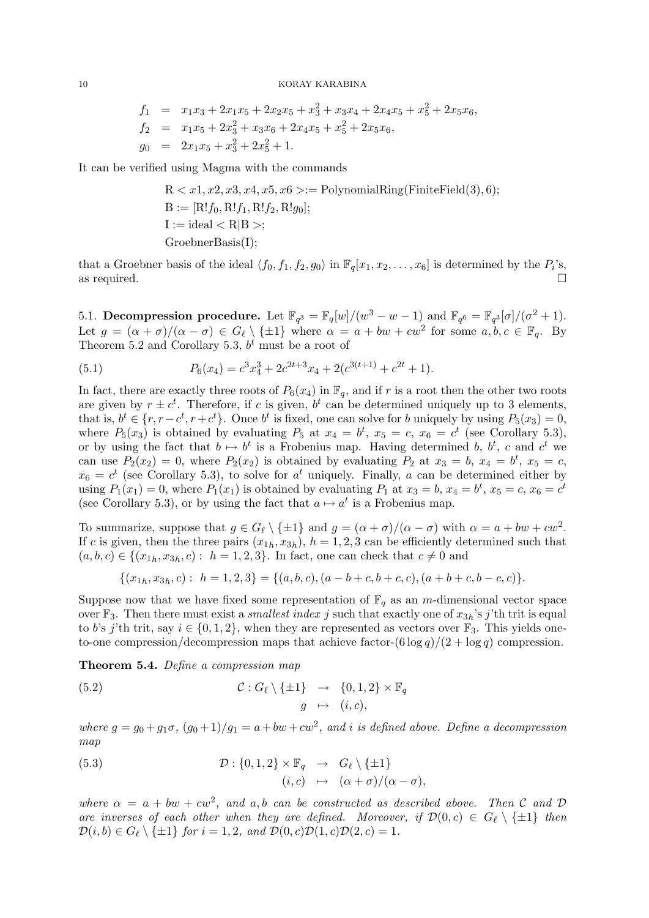$$
\begin{aligned}
f_1 &= x_1x_3 + 2x_1x_5 + 2x_2x_5 + x_3^2 + x_3x_4 + 2x_4x_5 + x_5^2 + 2x_5x_6, \\
f_2 &= x_1x_5 + 2x_3^2 + x_3x_6 + 2x_4x_5 + x_5^2 + 2x_5x_6, \\
g_0 &= 2x_1x_5 + x_3^2 + 2x_5^2 + 1.
\end{aligned}
$$

It can be verified using Magma with the commands

```
R < x1, x2, x3, x4, x5, x6 >:= PolynomialRing(FiniteField(3), 6);
B := [R!f0, R!f1, R!f2, R!g0];
I := ideal < R|B >;
GroebnerBasis(I);
```

that a Groebner basis of the ideal $\langle f_0, f_1, f_2, g_0\rangle$ in $\mathbb{F}_q[x_1, x_2, \ldots, x_6]$ is determined by the $P_i$'s, as required. □

5.1. **Decompression procedure.** Let $\mathbb{F}_{q^3} = \mathbb{F}_q[w]/(w^3 - w - 1)$ and $\mathbb{F}_{q^6} = \mathbb{F}_{q^3}[\sigma]/(\sigma^2 + 1)$. Let $g = (\alpha + \sigma)/(\alpha - \sigma) \in G_\ell \setminus \{\pm 1\}$ where $\alpha = a + bw + cw^2$ for some $a, b, c \in \mathbb{F}_q$. By Theorem 5.2 and Corollary 5.3, $b^t$ must be a root of

$$
P_6(x_4) = c^3x_4^3 + 2c^{2t+3}x_4 + 2(c^{3(t+1)} + c^{2t} + 1). \tag{5.1}
$$

In fact, there are exactly three roots of $P_6(x_4)$ in $\mathbb{F}_q$, and if $r$ is a root then the other two roots are given by $r \pm c^t$. Therefore, if $c$ is given, $b^t$ can be determined uniquely up to 3 elements, that is, $b^t \in \{r, r - c^t, r + c^t\}$. Once $b^t$ is fixed, one can solve for $b$ uniquely by using $P_5(x_3) = 0$, where $P_5(x_3)$ is obtained by evaluating $P_5$ at $x_4 = b^t$, $x_5 = c$, $x_6 = c^t$ (see Corollary 5.3), or by using the fact that $b \mapsto b^t$ is a Frobenius map. Having determined $b$, $b^t$, $c$ and $c^t$ we can use $P_2(x_2) = 0$, where $P_2(x_2)$ is obtained by evaluating $P_2$ at $x_3 = b$, $x_4 = b^t$, $x_5 = c$, $x_6 = c^t$ (see Corollary 5.3), to solve for $a^t$ uniquely. Finally, $a$ can be determined either by using $P_1(x_1) = 0$, where $P_1(x_1)$ is obtained by evaluating $P_1$ at $x_3 = b$, $x_4 = b^t$, $x_5 = c$, $x_6 = c^t$ (see Corollary 5.3), or by using the fact that $a \mapsto a^t$ is a Frobenius map.

To summarize, suppose that $g \in G_\ell \setminus \{\pm 1\}$ and $g = (\alpha + \sigma)/(\alpha - \sigma)$ with $\alpha = a + bw + cw^2$. If $c$ is given, then the three pairs $(x_{1h}, x_{3h})$, $h = 1, 2, 3$ can be efficiently determined such that $(a, b, c) \in \{(x_{1h}, x_{3h}, c) : h = 1, 2, 3\}$. In fact, one can check that $c \neq 0$ and

$$
\{(x_{1h}, x_{3h}, c) : h = 1, 2, 3\} = \{(a, b, c), (a - b + c, b + c, c), (a + b + c, b - c, c)\}.
$$

Suppose now that we have fixed some representation of $\mathbb{F}_q$ as an $m$-dimensional vector space over $\mathbb{F}_3$. Then there must exist a *smallest index* $j$ such that exactly one of $x_{3h}$'s $j$'th trit is equal to $b$'s $j$'th trit, say $i \in \{0, 1, 2\}$, when they are represented as vectors over $\mathbb{F}_3$. This yields one-to-one compression/decompression maps that achieve factor-$(6 \log q)/(2 + \log q)$ compression.

**Theorem 5.4.** *Define a compression map*

$$
\begin{aligned}
\mathcal{C} : G_\ell \setminus \{\pm 1\} &\rightarrow \{0, 1, 2\} \times \mathbb{F}_q \\
g &\mapsto (i, c),
\end{aligned} \tag{5.2}
$$

*where $g = g_0 + g_1\sigma$, $(g_0 + 1)/g_1 = a + bw + cw^2$, and $i$ is defined above. Define a decompression map*

$$
\begin{aligned}
\mathcal{D} : \{0, 1, 2\} \times \mathbb{F}_q &\rightarrow G_\ell \setminus \{\pm 1\} \\
(i, c) &\mapsto (\alpha + \sigma)/(\alpha - \sigma),
\end{aligned} \tag{5.3}
$$

*where $\alpha = a + bw + cw^2$, and $a, b$ can be constructed as described above. Then $\mathcal{C}$ and $\mathcal{D}$ are inverses of each other when they are defined. Moreover, if $\mathcal{D}(0, c) \in G_\ell \setminus \{\pm 1\}$ then $\mathcal{D}(i, b) \in G_\ell \setminus \{\pm 1\}$ for $i = 1, 2$, and $\mathcal{D}(0, c)\mathcal{D}(1, c)\mathcal{D}(2, c) = 1$.*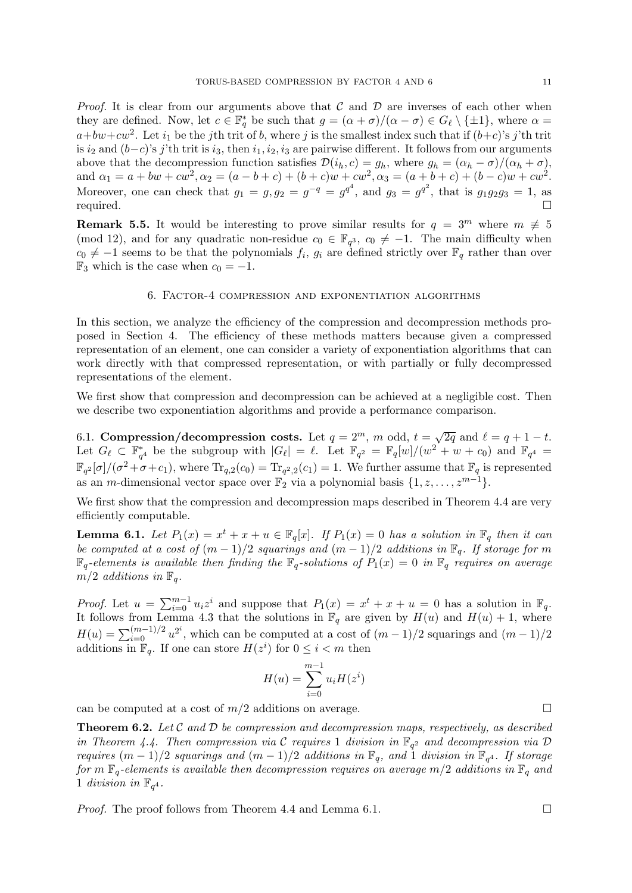*Proof.* It is clear from our arguments above that $\mathcal{C}$ and $\mathcal{D}$ are inverses of each other when they are defined. Now, let $c \in \mathbb{F}_q^*$ be such that $g = (\alpha+\sigma)/(\alpha-\sigma) \in G_\ell \setminus \{\pm 1\}$, where $\alpha = a+bw+cw^2$. Let $i_1$ be the $j$th trit of $b$, where $j$ is the smallest index such that if $(b+c)$'s $j$'th trit is $i_2$ and $(b-c)$'s $j$'th trit is $i_3$, then $i_1, i_2, i_3$ are pairwise different. It follows from our arguments above that the decompression function satisfies $\mathcal{D}(i_h, c) = g_h$, where $g_h = (\alpha_h - \sigma)/(\alpha_h + \sigma)$, and $\alpha_1 = a + bw + cw^2, \alpha_2 = (a-b+c) + (b+c)w + cw^2, \alpha_3 = (a+b+c) + (b-c)w + cw^2$. Moreover, one can check that $g_1 = g, g_2 = g^{-q} = g^{q^4}$, and $g_3 = g^{q^2}$, that is $g_1 g_2 g_3 = 1$, as required. □

**Remark 5.5.** It would be interesting to prove similar results for $q = 3^m$ where $m \not\equiv 5 \pmod{12}$, and for any quadratic non-residue $c_0 \in \mathbb{F}_{q^3}$, $c_0 \neq -1$. The main difficulty when $c_0 \neq -1$ seems to be that the polynomials $f_i$, $g_i$ are defined strictly over $\mathbb{F}_q$ rather than over $\mathbb{F}_3$ which is the case when $c_0 = -1$.

## 6. Factor-4 compression and exponentiation algorithms

In this section, we analyze the efficiency of the compression and decompression methods proposed in Section 4. The efficiency of these methods matters because given a compressed representation of an element, one can consider a variety of exponentiation algorithms that can work directly with that compressed representation, or with partially or fully decompressed representations of the element.

We first show that compression and decompression can be achieved at a negligible cost. Then we describe two exponentiation algorithms and provide a performance comparison.

6.1. **Compression/decompression costs.** Let $q = 2^m$, $m$ odd, $t = \sqrt{2q}$ and $\ell = q + 1 - t$. Let $G_\ell \subset \mathbb{F}_{q^4}^*$ be the subgroup with $|G_\ell| = \ell$. Let $\mathbb{F}_{q^2} = \mathbb{F}_q[w]/(w^2 + w + c_0)$ and $\mathbb{F}_{q^4} = \mathbb{F}_{q^2}[\sigma]/(\sigma^2 + \sigma + c_1)$, where $\mathrm{Tr}_{q,2}(c_0) = \mathrm{Tr}_{q^2,2}(c_1) = 1$. We further assume that $\mathbb{F}_q$ is represented as an $m$-dimensional vector space over $\mathbb{F}_2$ via a polynomial basis $\{1, z, \ldots, z^{m-1}\}$.

We first show that the compression and decompression maps described in Theorem 4.4 are very efficiently computable.

**Lemma 6.1.** *Let $P_1(x) = x^t + x + u \in \mathbb{F}_q[x]$. If $P_1(x) = 0$ has a solution in $\mathbb{F}_q$ then it can be computed at a cost of $(m-1)/2$ squarings and $(m-1)/2$ additions in $\mathbb{F}_q$. If storage for $m$ $\mathbb{F}_q$-elements is available then finding the $\mathbb{F}_q$-solutions of $P_1(x) = 0$ in $\mathbb{F}_q$ requires on average $m/2$ additions in $\mathbb{F}_q$.*

*Proof.* Let $u = \sum_{i=0}^{m-1} u_i z^i$ and suppose that $P_1(x) = x^t + x + u = 0$ has a solution in $\mathbb{F}_q$. It follows from Lemma 4.3 that the solutions in $\mathbb{F}_q$ are given by $H(u)$ and $H(u) + 1$, where $H(u) = \sum_{i=0}^{(m-1)/2} u^{2^i}$, which can be computed at a cost of $(m-1)/2$ squarings and $(m-1)/2$ additions in $\mathbb{F}_q$. If one can store $H(z^i)$ for $0 \le i < m$ then

$$H(u) = \sum_{i=0}^{m-1} u_i H(z^i)$$

can be computed at a cost of $m/2$ additions on average. □

**Theorem 6.2.** *Let $\mathcal{C}$ and $\mathcal{D}$ be compression and decompression maps, respectively, as described in Theorem 4.4. Then compression via $\mathcal{C}$ requires 1 division in $\mathbb{F}_{q^2}$ and decompression via $\mathcal{D}$ requires $(m-1)/2$ squarings and $(m-1)/2$ additions in $\mathbb{F}_q$, and 1 division in $\mathbb{F}_{q^4}$. If storage for $m$ $\mathbb{F}_q$-elements is available then decompression requires on average $m/2$ additions in $\mathbb{F}_q$ and 1 division in $\mathbb{F}_{q^4}$.*

*Proof.* The proof follows from Theorem 4.4 and Lemma 6.1. □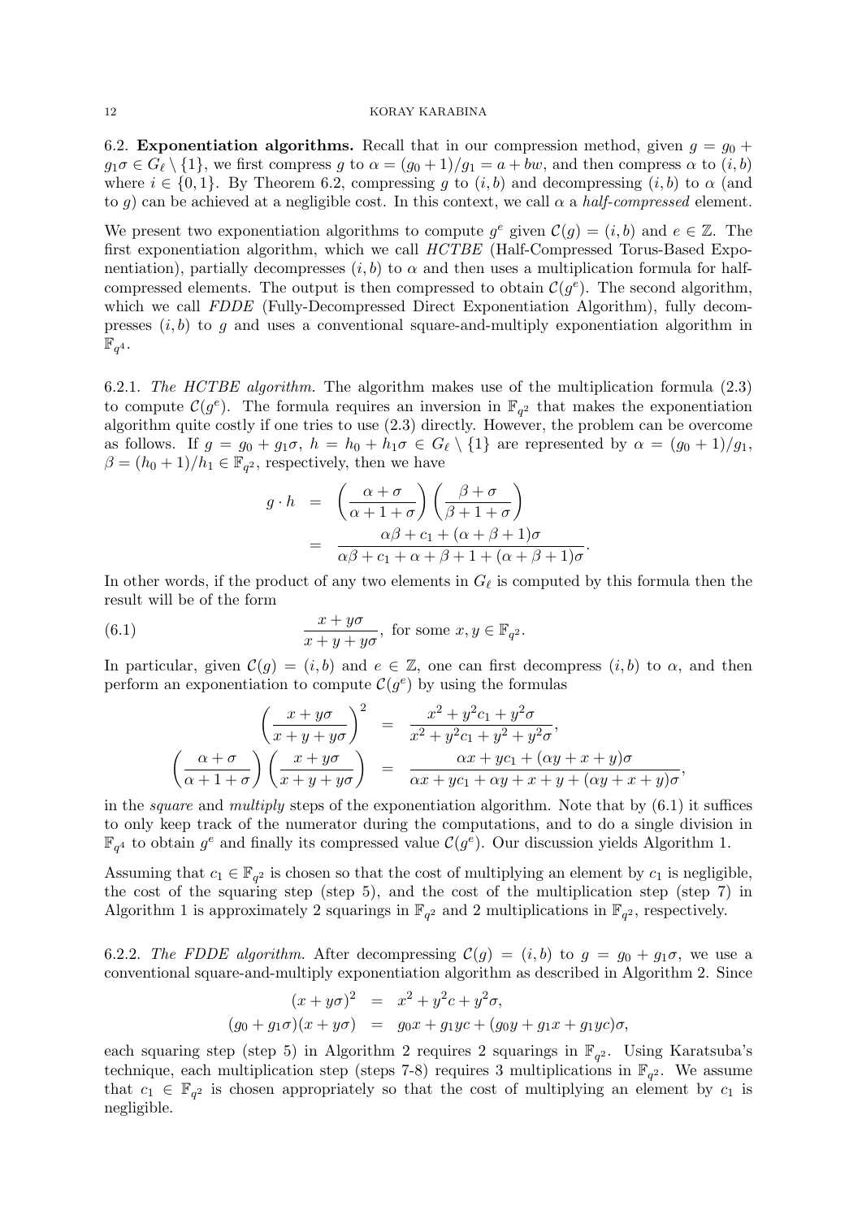6.2. **Exponentiation algorithms.** Recall that in our compression method, given $g = g_0 + g_1\sigma \in G_\ell \setminus \{1\}$, we first compress $g$ to $\alpha = (g_0+1)/g_1 = a + bw$, and then compress $\alpha$ to $(i,b)$ where $i \in \{0,1\}$. By Theorem 6.2, compressing $g$ to $(i,b)$ and decompressing $(i,b)$ to $\alpha$ (and to $g$) can be achieved at a negligible cost. In this context, we call $\alpha$ a *half-compressed* element.

We present two exponentiation algorithms to compute $g^e$ given $\mathcal{C}(g) = (i,b)$ and $e \in \mathbb{Z}$. The first exponentiation algorithm, which we call *HCTBE* (Half-Compressed Torus-Based Exponentiation), partially decompresses $(i,b)$ to $\alpha$ and then uses a multiplication formula for half-compressed elements. The output is then compressed to obtain $\mathcal{C}(g^e)$. The second algorithm, which we call *FDDE* (Fully-Decompressed Direct Exponentiation Algorithm), fully decompresses $(i,b)$ to $g$ and uses a conventional square-and-multiply exponentiation algorithm in $\mathbb{F}_{q^4}$.

6.2.1. *The HCTBE algorithm.* The algorithm makes use of the multiplication formula (2.3) to compute $\mathcal{C}(g^e)$. The formula requires an inversion in $\mathbb{F}_{q^2}$ that makes the exponentiation algorithm quite costly if one tries to use (2.3) directly. However, the problem can be overcome as follows. If $g = g_0 + g_1\sigma$, $h = h_0 + h_1\sigma \in G_\ell \setminus \{1\}$ are represented by $\alpha = (g_0+1)/g_1$, $\beta = (h_0+1)/h_1 \in \mathbb{F}_{q^2}$, respectively, then we have

$$\begin{aligned} g \cdot h &= \left(\frac{\alpha+\sigma}{\alpha+1+\sigma}\right)\left(\frac{\beta+\sigma}{\beta+1+\sigma}\right) \\ &= \frac{\alpha\beta + c_1 + (\alpha+\beta+1)\sigma}{\alpha\beta + c_1 + \alpha + \beta + 1 + (\alpha+\beta+1)\sigma}. \end{aligned}$$

In other words, if the product of any two elements in $G_\ell$ is computed by this formula then the result will be of the form

$$\frac{x+y\sigma}{x+y+y\sigma}, \text{ for some } x, y \in \mathbb{F}_{q^2}. \tag{6.1}$$

In particular, given $\mathcal{C}(g) = (i,b)$ and $e \in \mathbb{Z}$, one can first decompress $(i,b)$ to $\alpha$, and then perform an exponentiation to compute $\mathcal{C}(g^e)$ by using the formulas

$$\begin{aligned} \left(\frac{x+y\sigma}{x+y+y\sigma}\right)^2 &= \frac{x^2+y^2c_1+y^2\sigma}{x^2+y^2c_1+y^2+y^2\sigma}, \\ \left(\frac{\alpha+\sigma}{\alpha+1+\sigma}\right)\left(\frac{x+y\sigma}{x+y+y\sigma}\right) &= \frac{\alpha x + yc_1 + (\alpha y + x + y)\sigma}{\alpha x + yc_1 + \alpha y + x + y + (\alpha y + x + y)\sigma}, \end{aligned}$$

in the *square* and *multiply* steps of the exponentiation algorithm. Note that by (6.1) it suffices to only keep track of the numerator during the computations, and to do a single division in $\mathbb{F}_{q^4}$ to obtain $g^e$ and finally its compressed value $\mathcal{C}(g^e)$. Our discussion yields Algorithm 1.

Assuming that $c_1 \in \mathbb{F}_{q^2}$ is chosen so that the cost of multiplying an element by $c_1$ is negligible, the cost of the squaring step (step 5), and the cost of the multiplication step (step 7) in Algorithm 1 is approximately 2 squarings in $\mathbb{F}_{q^2}$ and 2 multiplications in $\mathbb{F}_{q^2}$, respectively.

6.2.2. *The FDDE algorithm.* After decompressing $\mathcal{C}(g) = (i,b)$ to $g = g_0 + g_1\sigma$, we use a conventional square-and-multiply exponentiation algorithm as described in Algorithm 2. Since

$$\begin{aligned} (x+y\sigma)^2 &= x^2 + y^2c + y^2\sigma, \\ (g_0+g_1\sigma)(x+y\sigma) &= g_0x + g_1yc + (g_0y + g_1x + g_1yc)\sigma, \end{aligned}$$

each squaring step (step 5) in Algorithm 2 requires 2 squarings in $\mathbb{F}_{q^2}$. Using Karatsuba's technique, each multiplication step (steps 7-8) requires 3 multiplications in $\mathbb{F}_{q^2}$. We assume that $c_1 \in \mathbb{F}_{q^2}$ is chosen appropriately so that the cost of multiplying an element by $c_1$ is negligible.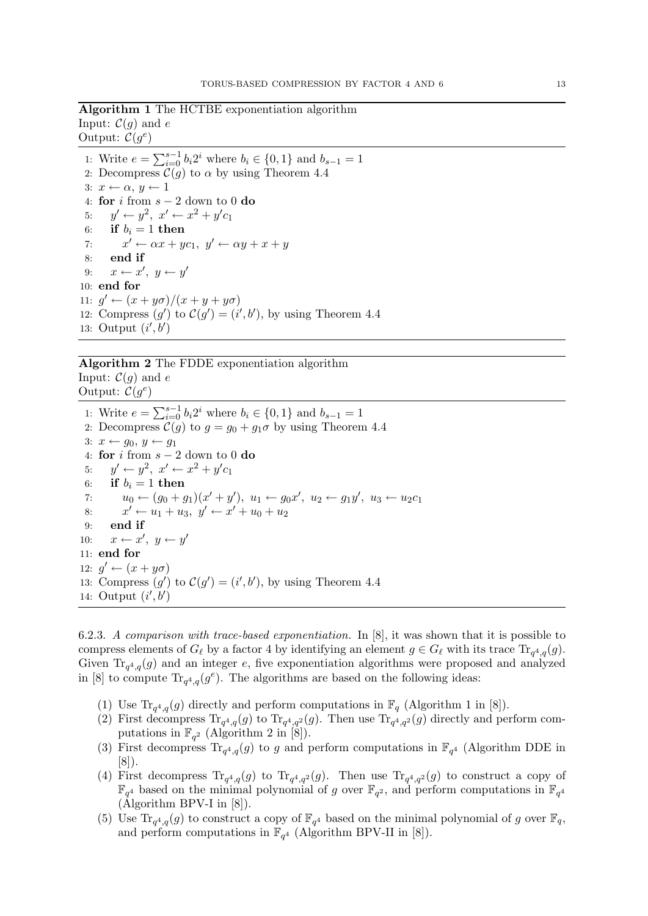**Algorithm 1** The HCTBE exponentiation algorithm
Input: $\mathcal{C}(g)$ and $e$
Output: $\mathcal{C}(g^e)$

```
1: Write e = Σ_{i=0}^{s-1} b_i 2^i where b_i ∈ {0,1} and b_{s-1} = 1
2: Decompress C(g) to α by using Theorem 4.4
3: x ← α, y ← 1
4: for i from s − 2 down to 0 do
5:    y' ← y^2, x' ← x^2 + y'c_1
6:    if b_i = 1 then
7:       x' ← αx + yc_1, y' ← αy + x + y
8:    end if
9:    x ← x', y ← y'
10: end for
11: g' ← (x + yσ)/(x + y + yσ)
12: Compress (g') to C(g') = (i', b'), by using Theorem 4.4
13: Output (i', b')
```

**Algorithm 2** The FDDE exponentiation algorithm
Input: $\mathcal{C}(g)$ and $e$
Output: $\mathcal{C}(g^e)$

```
1: Write e = Σ_{i=0}^{s-1} b_i 2^i where b_i ∈ {0,1} and b_{s-1} = 1
2: Decompress C(g) to g = g_0 + g_1σ by using Theorem 4.4
3: x ← g_0, y ← g_1
4: for i from s − 2 down to 0 do
5:    y' ← y^2, x' ← x^2 + y'c_1
6:    if b_i = 1 then
7:       u_0 ← (g_0 + g_1)(x' + y'), u_1 ← g_0x', u_2 ← g_1y', u_3 ← u_2c_1
8:       x' ← u_1 + u_3, y' ← x' + u_0 + u_2
9:    end if
10:   x ← x', y ← y'
11: end for
12: g' ← (x + yσ)
13: Compress (g') to C(g') = (i', b'), by using Theorem 4.4
14: Output (i', b')
```

6.2.3. *A comparison with trace-based exponentiation.* In [8], it was shown that it is possible to compress elements of $G_\ell$ by a factor 4 by identifying an element $g \in G_\ell$ with its trace $\mathrm{Tr}_{q^4,q}(g)$. Given $\mathrm{Tr}_{q^4,q}(g)$ and an integer $e$, five exponentiation algorithms were proposed and analyzed in [8] to compute $\mathrm{Tr}_{q^4,q}(g^e)$. The algorithms are based on the following ideas:

1. Use $\mathrm{Tr}_{q^4,q}(g)$ directly and perform computations in $\mathbb{F}_q$ (Algorithm 1 in [8]).
2. First decompress $\mathrm{Tr}_{q^4,q}(g)$ to $\mathrm{Tr}_{q^4,q^2}(g)$. Then use $\mathrm{Tr}_{q^4,q^2}(g)$ directly and perform computations in $\mathbb{F}_{q^2}$ (Algorithm 2 in [8]).
3. First decompress $\mathrm{Tr}_{q^4,q}(g)$ to $g$ and perform computations in $\mathbb{F}_{q^4}$ (Algorithm DDE in [8]).
4. First decompress $\mathrm{Tr}_{q^4,q}(g)$ to $\mathrm{Tr}_{q^4,q^2}(g)$. Then use $\mathrm{Tr}_{q^4,q^2}(g)$ to construct a copy of $\mathbb{F}_{q^4}$ based on the minimal polynomial of $g$ over $\mathbb{F}_{q^2}$, and perform computations in $\mathbb{F}_{q^4}$ (Algorithm BPV-I in [8]).
5. Use $\mathrm{Tr}_{q^4,q}(g)$ to construct a copy of $\mathbb{F}_{q^4}$ based on the minimal polynomial of $g$ over $\mathbb{F}_q$, and perform computations in $\mathbb{F}_{q^4}$ (Algorithm BPV-II in [8]).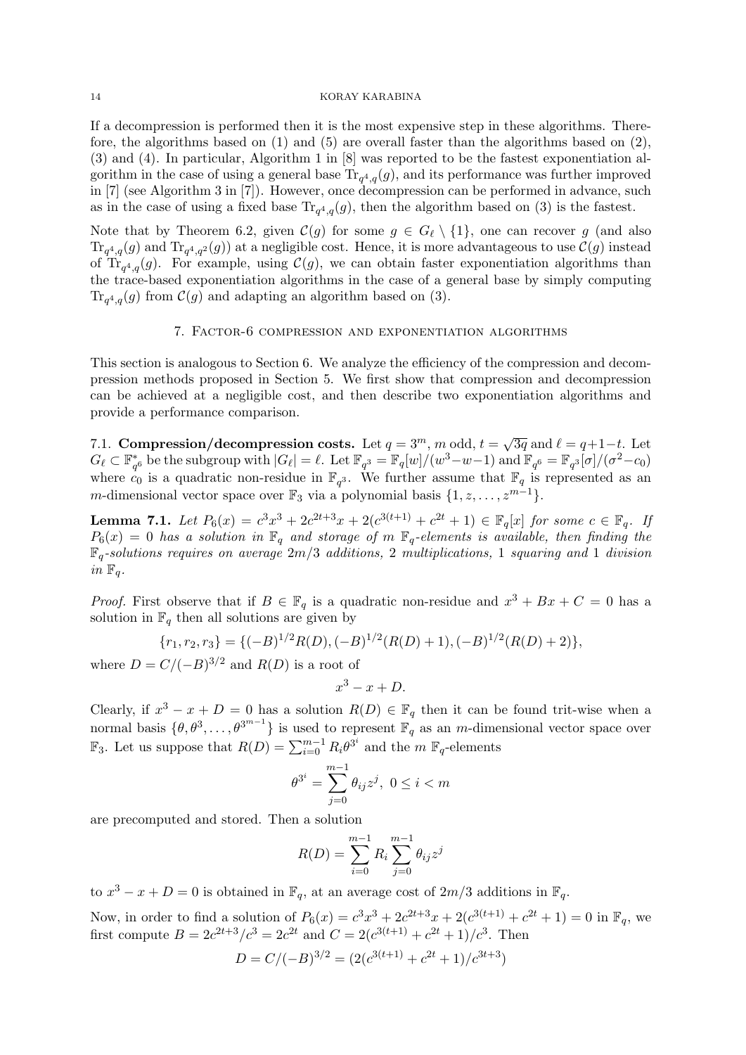If a decompression is performed then it is the most expensive step in these algorithms. Therefore, the algorithms based on (1) and (5) are overall faster than the algorithms based on (2), (3) and (4). In particular, Algorithm 1 in [8] was reported to be the fastest exponentiation algorithm in the case of using a general base $\mathrm{Tr}_{q^4,q}(g)$, and its performance was further improved in [7] (see Algorithm 3 in [7]). However, once decompression can be performed in advance, such as in the case of using a fixed base $\mathrm{Tr}_{q^4,q}(g)$, then the algorithm based on (3) is the fastest.

Note that by Theorem 6.2, given $\mathcal{C}(g)$ for some $g \in G_\ell \setminus \{1\}$, one can recover $g$ (and also $\mathrm{Tr}_{q^4,q}(g)$ and $\mathrm{Tr}_{q^4,q^2}(g)$) at a negligible cost. Hence, it is more advantageous to use $\mathcal{C}(g)$ instead of $\mathrm{Tr}_{q^4,q}(g)$. For example, using $\mathcal{C}(g)$, we can obtain faster exponentiation algorithms than the trace-based exponentiation algorithms in the case of a general base by simply computing $\mathrm{Tr}_{q^4,q}(g)$ from $\mathcal{C}(g)$ and adapting an algorithm based on (3).

## 7. Factor-6 compression and exponentiation algorithms

This section is analogous to Section 6. We analyze the efficiency of the compression and decompression methods proposed in Section 5. We first show that compression and decompression can be achieved at a negligible cost, and then describe two exponentiation algorithms and provide a performance comparison.

**7.1. Compression/decompression costs.** Let $q = 3^m$, $m$ odd, $t = \sqrt{3q}$ and $\ell = q+1-t$. Let $G_\ell \subset \mathbb{F}_{q^6}^*$ be the subgroup with $|G_\ell| = \ell$. Let $\mathbb{F}_{q^3} = \mathbb{F}_q[w]/(w^3-w-1)$ and $\mathbb{F}_{q^6} = \mathbb{F}_{q^3}[\sigma]/(\sigma^2-c_0)$ where $c_0$ is a quadratic non-residue in $\mathbb{F}_{q^3}$. We further assume that $\mathbb{F}_q$ is represented as an $m$-dimensional vector space over $\mathbb{F}_3$ via a polynomial basis $\{1, z, \ldots, z^{m-1}\}$.

**Lemma 7.1.** *Let $P_6(x) = c^3x^3 + 2c^{2t+3}x + 2(c^{3(t+1)} + c^{2t} + 1) \in \mathbb{F}_q[x]$ for some $c \in \mathbb{F}_q$. If $P_6(x) = 0$ has a solution in $\mathbb{F}_q$ and storage of $m$ $\mathbb{F}_q$-elements is available, then finding the $\mathbb{F}_q$-solutions requires on average $2m/3$ additions, 2 multiplications, 1 squaring and 1 division in $\mathbb{F}_q$.*

*Proof.* First observe that if $B \in \mathbb{F}_q$ is a quadratic non-residue and $x^3 + Bx + C = 0$ has a solution in $\mathbb{F}_q$ then all solutions are given by

$$\{r_1, r_2, r_3\} = \{(-B)^{1/2}R(D), (-B)^{1/2}(R(D)+1), (-B)^{1/2}(R(D)+2)\},$$

where $D = C/(-B)^{3/2}$ and $R(D)$ is a root of

$$x^3 - x + D.$$

Clearly, if $x^3 - x + D = 0$ has a solution $R(D) \in \mathbb{F}_q$ then it can be found trit-wise when a normal basis $\{\theta, \theta^3, \ldots, \theta^{3^{m-1}}\}$ is used to represent $\mathbb{F}_q$ as an $m$-dimensional vector space over $\mathbb{F}_3$. Let us suppose that $R(D) = \sum_{i=0}^{m-1} R_i\theta^{3^i}$ and the $m$ $\mathbb{F}_q$-elements

$$\theta^{3^i} = \sum_{j=0}^{m-1} \theta_{ij}z^j, \ 0 \le i < m$$

are precomputed and stored. Then a solution

$$R(D) = \sum_{i=0}^{m-1} R_i \sum_{j=0}^{m-1} \theta_{ij}z^j$$

to $x^3 - x + D = 0$ is obtained in $\mathbb{F}_q$, at an average cost of $2m/3$ additions in $\mathbb{F}_q$.

Now, in order to find a solution of $P_6(x) = c^3x^3 + 2c^{2t+3}x + 2(c^{3(t+1)} + c^{2t} + 1) = 0$ in $\mathbb{F}_q$, we first compute $B = 2c^{2t+3}/c^3 = 2c^{2t}$ and $C = 2(c^{3(t+1)} + c^{2t} + 1)/c^3$. Then

$$D = C/(-B)^{3/2} = (2(c^{3(t+1)} + c^{2t} + 1)/c^{3t+3})$$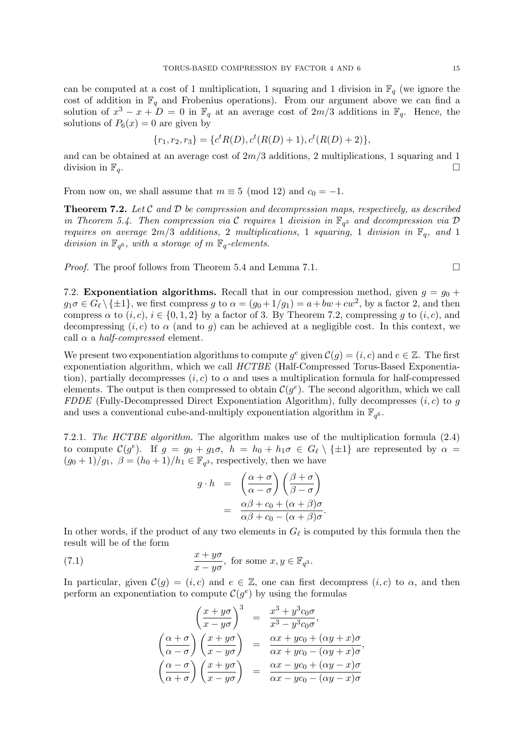can be computed at a cost of 1 multiplication, 1 squaring and 1 division in $\mathbb{F}_q$ (we ignore the cost of addition in $\mathbb{F}_q$ and Frobenius operations). From our argument above we can find a solution of $x^3 - x + D = 0$ in $\mathbb{F}_q$ at an average cost of $2m/3$ additions in $\mathbb{F}_q$. Hence, the solutions of $P_6(x) = 0$ are given by

$$\{r_1, r_2, r_3\} = \{c^t R(D), c^t(R(D) + 1), c^t(R(D) + 2)\},$$

and can be obtained at an average cost of $2m/3$ additions, 2 multiplications, 1 squaring and 1 division in $\mathbb{F}_q$. $\square$

From now on, we shall assume that $m \equiv 5 \pmod{12}$ and $c_0 = -1$.

**Theorem 7.2.** *Let $\mathcal{C}$ and $\mathcal{D}$ be compression and decompression maps, respectively, as described in Theorem 5.4. Then compression via $\mathcal{C}$ requires* 1 *division in $\mathbb{F}_{q^3}$ and decompression via $\mathcal{D}$ requires on average $2m/3$ additions,* 2 *multiplications,* 1 *squaring,* 1 *division in $\mathbb{F}_q$, and* 1 *division in $\mathbb{F}_{q^6}$, with a storage of $m$ $\mathbb{F}_q$-elements.*

*Proof.* The proof follows from Theorem 5.4 and Lemma 7.1. $\square$

7.2. **Exponentiation algorithms.** Recall that in our compression method, given $g = g_0 + g_1\sigma \in G_\ell \setminus \{\pm 1\}$, we first compress $g$ to $\alpha = (g_0 + 1/g_1) = a + bw + cw^2$, by a factor 2, and then compress $\alpha$ to $(i, c)$, $i \in \{0, 1, 2\}$ by a factor of 3. By Theorem 7.2, compressing $g$ to $(i, c)$, and decompressing $(i, c)$ to $\alpha$ (and to $g$) can be achieved at a negligible cost. In this context, we call $\alpha$ a *half-compressed* element.

We present two exponentiation algorithms to compute $g^e$ given $\mathcal{C}(g) = (i, c)$ and $e \in \mathbb{Z}$. The first exponentiation algorithm, which we call *HCTBE* (Half-Compressed Torus-Based Exponentiation), partially decompresses $(i, c)$ to $\alpha$ and uses a multiplication formula for half-compressed elements. The output is then compressed to obtain $\mathcal{C}(g^e)$. The second algorithm, which we call *FDDE* (Fully-Decompressed Direct Exponentiation Algorithm), fully decompresses $(i, c)$ to $g$ and uses a conventional cube-and-multiply exponentiation algorithm in $\mathbb{F}_{q^6}$.

7.2.1. *The HCTBE algorithm.* The algorithm makes use of the multiplication formula (2.4) to compute $\mathcal{C}(g^e)$. If $g = g_0 + g_1\sigma$, $h = h_0 + h_1\sigma \in G_\ell \setminus \{\pm 1\}$ are represented by $\alpha = (g_0 + 1)/g_1$, $\beta = (h_0 + 1)/h_1 \in \mathbb{F}_{q^3}$, respectively, then we have

$$\begin{aligned} g \cdot h &= \left(\frac{\alpha + \sigma}{\alpha - \sigma}\right)\left(\frac{\beta + \sigma}{\beta - \sigma}\right) \\ &= \frac{\alpha\beta + c_0 + (\alpha + \beta)\sigma}{\alpha\beta + c_0 - (\alpha + \beta)\sigma}. \end{aligned}$$

In other words, if the product of any two elements in $G_\ell$ is computed by this formula then the result will be of the form

$$\frac{x + y\sigma}{x - y\sigma}, \text{ for some } x, y \in \mathbb{F}_{q^3}. \tag{7.1}$$

In particular, given $\mathcal{C}(g) = (i, c)$ and $e \in \mathbb{Z}$, one can first decompress $(i, c)$ to $\alpha$, and then perform an exponentiation to compute $\mathcal{C}(g^e)$ by using the formulas

$$\begin{aligned} \left(\frac{x + y\sigma}{x - y\sigma}\right)^3 &= \frac{x^3 + y^3 c_0 \sigma}{x^3 - y^3 c_0 \sigma}, \\ \left(\frac{\alpha + \sigma}{\alpha - \sigma}\right)\left(\frac{x + y\sigma}{x - y\sigma}\right) &= \frac{\alpha x + y c_0 + (\alpha y + x)\sigma}{\alpha x + y c_0 - (\alpha y + x)\sigma}, \\ \left(\frac{\alpha - \sigma}{\alpha + \sigma}\right)\left(\frac{x + y\sigma}{x - y\sigma}\right) &= \frac{\alpha x - y c_0 + (\alpha y - x)\sigma}{\alpha x - y c_0 - (\alpha y - x)\sigma} \end{aligned}$$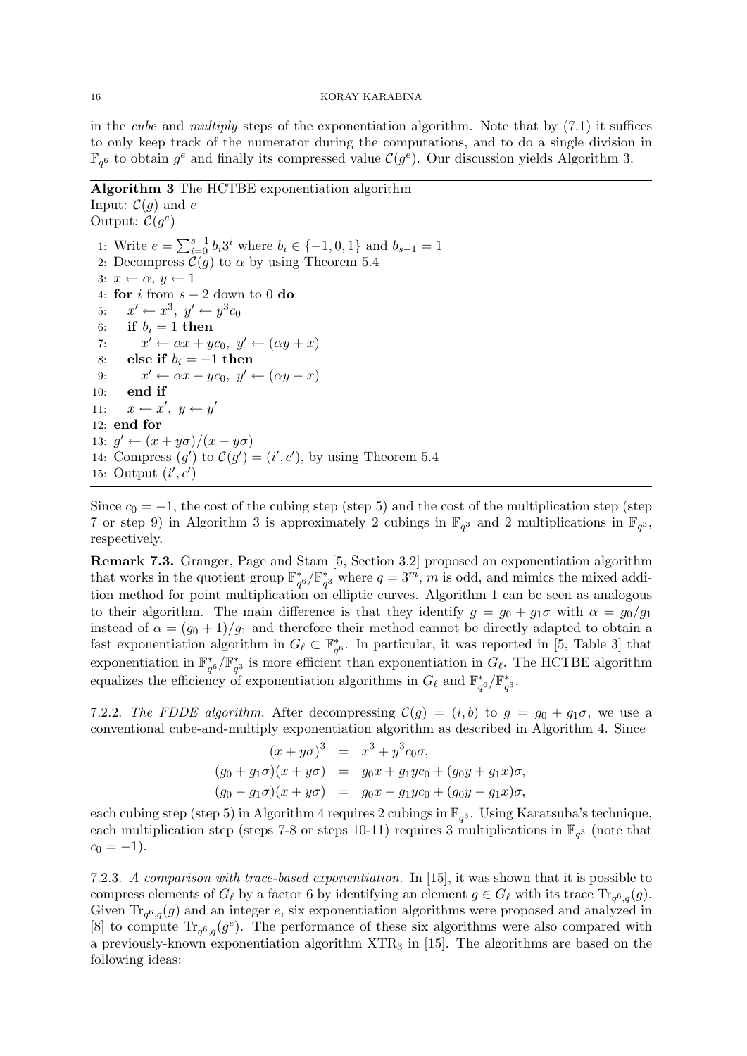in the *cube* and *multiply* steps of the exponentiation algorithm. Note that by (7.1) it suffices to only keep track of the numerator during the computations, and to do a single division in $\mathbb{F}_{q^6}$ to obtain $g^e$ and finally its compressed value $\mathcal{C}(g^e)$. Our discussion yields Algorithm 3.

---

**Algorithm 3** The HCTBE exponentiation algorithm
Input: $\mathcal{C}(g)$ and $e$
Output: $\mathcal{C}(g^e)$

---

1: Write $e = \sum_{i=0}^{s-1} b_i 3^i$ where $b_i \in \{-1, 0, 1\}$ and $b_{s-1} = 1$
2: Decompress $\mathcal{C}(g)$ to $\alpha$ by using Theorem 5.4
3: $x \leftarrow \alpha,\ y \leftarrow 1$
4: **for** $i$ from $s-2$ down to 0 **do**
5: $\quad x' \leftarrow x^3,\ y' \leftarrow y^3 c_0$
6: $\quad$ **if** $b_i = 1$ **then**
7: $\quad\quad x' \leftarrow \alpha x + y c_0,\ y' \leftarrow (\alpha y + x)$
8: $\quad$ **else if** $b_i = -1$ **then**
9: $\quad\quad x' \leftarrow \alpha x - y c_0,\ y' \leftarrow (\alpha y - x)$
10: $\quad$ **end if**
11: $\quad x \leftarrow x',\ y \leftarrow y'$
12: **end for**
13: $g' \leftarrow (x + y\sigma)/(x - y\sigma)$
14: Compress $(g')$ to $\mathcal{C}(g') = (i', c')$, by using Theorem 5.4
15: Output $(i', c')$

---

Since $c_0 = -1$, the cost of the cubing step (step 5) and the cost of the multiplication step (step 7 or step 9) in Algorithm 3 is approximately 2 cubings in $\mathbb{F}_{q^3}$ and 2 multiplications in $\mathbb{F}_{q^3}$, respectively.

**Remark 7.3.** Granger, Page and Stam [5, Section 3.2] proposed an exponentiation algorithm that works in the quotient group $\mathbb{F}^*_{q^6}/\mathbb{F}^*_{q^3}$ where $q = 3^m$, $m$ is odd, and mimics the mixed addition method for point multiplication on elliptic curves. Algorithm 1 can be seen as analogous to their algorithm. The main difference is that they identify $g = g_0 + g_1\sigma$ with $\alpha = g_0/g_1$ instead of $\alpha = (g_0 + 1)/g_1$ and therefore their method cannot be directly adapted to obtain a fast exponentiation algorithm in $G_\ell \subset \mathbb{F}^*_{q^6}$. In particular, it was reported in [5, Table 3] that exponentiation in $\mathbb{F}^*_{q^6}/\mathbb{F}^*_{q^3}$ is more efficient than exponentiation in $G_\ell$. The HCTBE algorithm equalizes the efficiency of exponentiation algorithms in $G_\ell$ and $\mathbb{F}^*_{q^6}/\mathbb{F}^*_{q^3}$.

7.2.2. *The FDDE algorithm.* After decompressing $\mathcal{C}(g) = (i, b)$ to $g = g_0 + g_1\sigma$, we use a conventional cube-and-multiply exponentiation algorithm as described in Algorithm 4. Since

$$
\begin{aligned}
(x + y\sigma)^3 &= x^3 + y^3 c_0 \sigma, \\
(g_0 + g_1\sigma)(x + y\sigma) &= g_0 x + g_1 y c_0 + (g_0 y + g_1 x)\sigma, \\
(g_0 - g_1\sigma)(x + y\sigma) &= g_0 x - g_1 y c_0 + (g_0 y - g_1 x)\sigma,
\end{aligned}
$$

each cubing step (step 5) in Algorithm 4 requires 2 cubings in $\mathbb{F}_{q^3}$. Using Karatsuba's technique, each multiplication step (steps 7-8 or steps 10-11) requires 3 multiplications in $\mathbb{F}_{q^3}$ (note that $c_0 = -1$).

7.2.3. *A comparison with trace-based exponentiation.* In [15], it was shown that it is possible to compress elements of $G_\ell$ by a factor 6 by identifying an element $g \in G_\ell$ with its trace $\text{Tr}_{q^6,q}(g)$. Given $\text{Tr}_{q^6,q}(g)$ and an integer $e$, six exponentiation algorithms were proposed and analyzed in [8] to compute $\text{Tr}_{q^6,q}(g^e)$. The performance of these six algorithms were also compared with a previously-known exponentiation algorithm $\text{XTR}_3$ in [15]. The algorithms are based on the following ideas: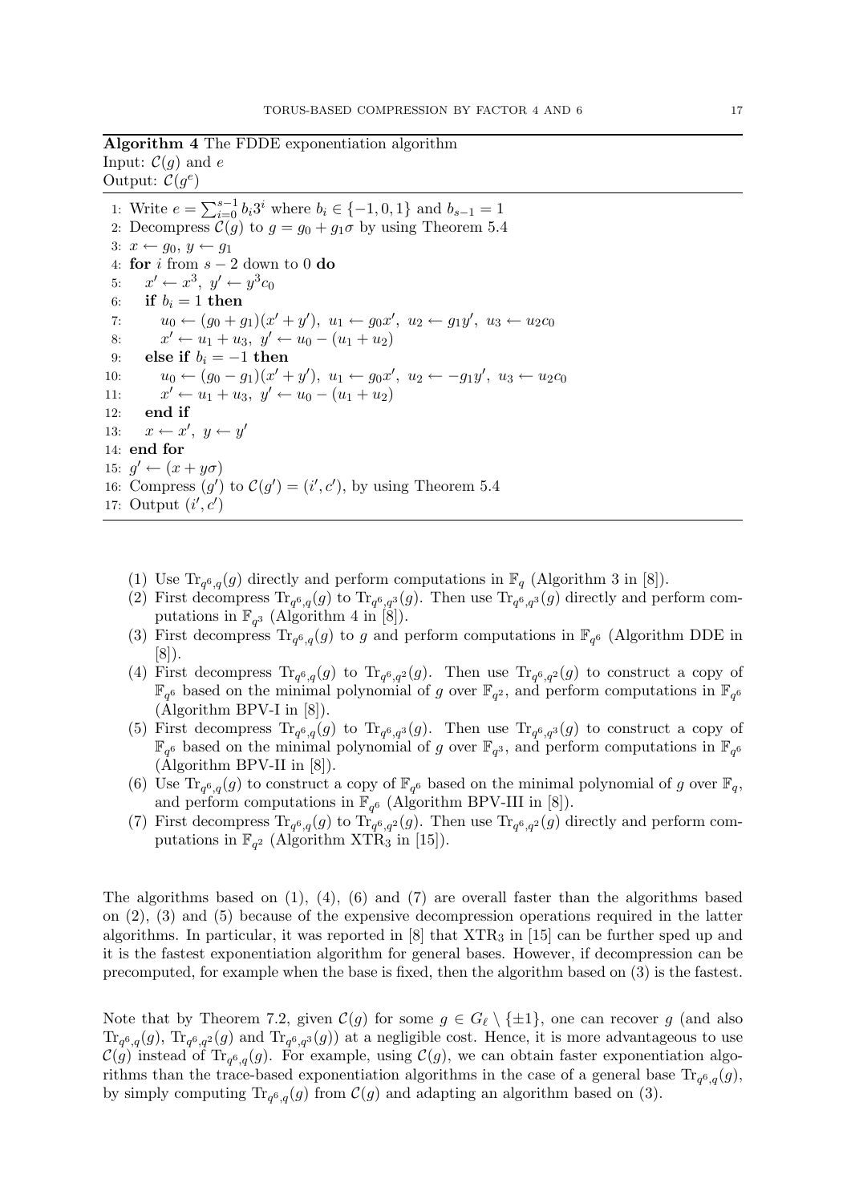**Algorithm 4** The FDDE exponentiation algorithm
Input: $\mathcal{C}(g)$ and $e$
Output: $\mathcal{C}(g^e)$

```
1: Write e = Σ_{i=0}^{s-1} b_i 3^i where b_i ∈ {−1, 0, 1} and b_{s−1} = 1
2: Decompress C(g) to g = g_0 + g_1σ by using Theorem 5.4
3: x ← g_0, y ← g_1
4: for i from s − 2 down to 0 do
5:     x' ← x^3, y' ← y^3 c_0
6:     if b_i = 1 then
7:         u_0 ← (g_0 + g_1)(x' + y'), u_1 ← g_0 x', u_2 ← g_1 y', u_3 ← u_2 c_0
8:         x' ← u_1 + u_3, y' ← u_0 − (u_1 + u_2)
9:     else if b_i = −1 then
10:        u_0 ← (g_0 − g_1)(x' + y'), u_1 ← g_0 x', u_2 ← −g_1 y', u_3 ← u_2 c_0
11:        x' ← u_1 + u_3, y' ← u_0 − (u_1 + u_2)
12:    end if
13:    x ← x', y ← y'
14: end for
15: g' ← (x + yσ)
16: Compress (g') to C(g') = (i', c'), by using Theorem 5.4
17: Output (i', c')
```

(1) Use $\mathrm{Tr}_{q^6,q}(g)$ directly and perform computations in $\mathbb{F}_q$ (Algorithm 3 in [8]).
(2) First decompress $\mathrm{Tr}_{q^6,q}(g)$ to $\mathrm{Tr}_{q^6,q^3}(g)$. Then use $\mathrm{Tr}_{q^6,q^3}(g)$ directly and perform computations in $\mathbb{F}_{q^3}$ (Algorithm 4 in [8]).
(3) First decompress $\mathrm{Tr}_{q^6,q}(g)$ to $g$ and perform computations in $\mathbb{F}_{q^6}$ (Algorithm DDE in [8]).
(4) First decompress $\mathrm{Tr}_{q^6,q}(g)$ to $\mathrm{Tr}_{q^6,q^2}(g)$. Then use $\mathrm{Tr}_{q^6,q^2}(g)$ to construct a copy of $\mathbb{F}_{q^6}$ based on the minimal polynomial of $g$ over $\mathbb{F}_{q^2}$, and perform computations in $\mathbb{F}_{q^6}$ (Algorithm BPV-I in [8]).
(5) First decompress $\mathrm{Tr}_{q^6,q}(g)$ to $\mathrm{Tr}_{q^6,q^3}(g)$. Then use $\mathrm{Tr}_{q^6,q^3}(g)$ to construct a copy of $\mathbb{F}_{q^6}$ based on the minimal polynomial of $g$ over $\mathbb{F}_{q^3}$, and perform computations in $\mathbb{F}_{q^6}$ (Algorithm BPV-II in [8]).
(6) Use $\mathrm{Tr}_{q^6,q}(g)$ to construct a copy of $\mathbb{F}_{q^6}$ based on the minimal polynomial of $g$ over $\mathbb{F}_q$, and perform computations in $\mathbb{F}_{q^6}$ (Algorithm BPV-III in [8]).
(7) First decompress $\mathrm{Tr}_{q^6,q}(g)$ to $\mathrm{Tr}_{q^6,q^2}(g)$. Then use $\mathrm{Tr}_{q^6,q^2}(g)$ directly and perform computations in $\mathbb{F}_{q^2}$ (Algorithm $\mathrm{XTR}_3$ in [15]).

The algorithms based on (1), (4), (6) and (7) are overall faster than the algorithms based on (2), (3) and (5) because of the expensive decompression operations required in the latter algorithms. In particular, it was reported in [8] that $\mathrm{XTR}_3$ in [15] can be further sped up and it is the fastest exponentiation algorithm for general bases. However, if decompression can be precomputed, for example when the base is fixed, then the algorithm based on (3) is the fastest.

Note that by Theorem 7.2, given $\mathcal{C}(g)$ for some $g \in G_\ell \setminus \{\pm 1\}$, one can recover $g$ (and also $\mathrm{Tr}_{q^6,q}(g)$, $\mathrm{Tr}_{q^6,q^2}(g)$ and $\mathrm{Tr}_{q^6,q^3}(g)$) at a negligible cost. Hence, it is more advantageous to use $\mathcal{C}(g)$ instead of $\mathrm{Tr}_{q^6,q}(g)$. For example, using $\mathcal{C}(g)$, we can obtain faster exponentiation algorithms than the trace-based exponentiation algorithms in the case of a general base $\mathrm{Tr}_{q^6,q}(g)$, by simply computing $\mathrm{Tr}_{q^6,q}(g)$ from $\mathcal{C}(g)$ and adapting an algorithm based on (3).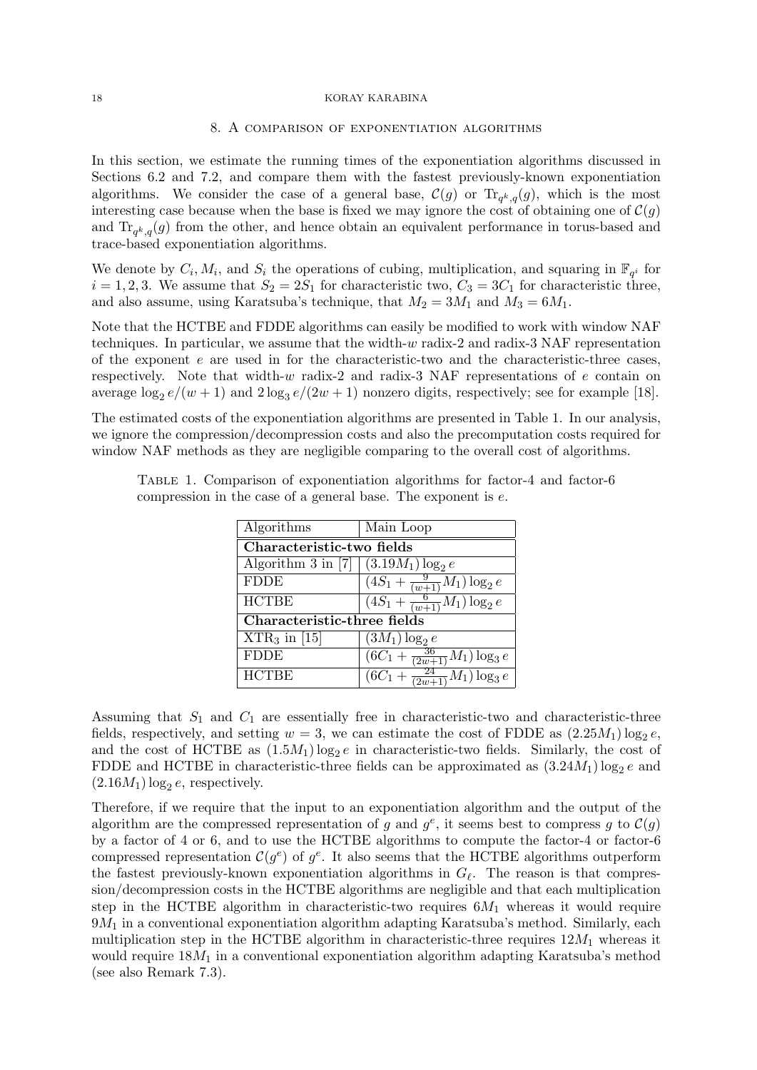## 8. A comparison of exponentiation algorithms

In this section, we estimate the running times of the exponentiation algorithms discussed in Sections 6.2 and 7.2, and compare them with the fastest previously-known exponentiation algorithms. We consider the case of a general base, $\mathcal{C}(g)$ or $\mathrm{Tr}_{q^k,q}(g)$, which is the most interesting case because when the base is fixed we may ignore the cost of obtaining one of $\mathcal{C}(g)$ and $\mathrm{Tr}_{q^k,q}(g)$ from the other, and hence obtain an equivalent performance in torus-based and trace-based exponentiation algorithms.

We denote by $C_i$, $M_i$, and $S_i$ the operations of cubing, multiplication, and squaring in $\mathbb{F}_{q^i}$ for $i = 1, 2, 3$. We assume that $S_2 = 2S_1$ for characteristic two, $C_3 = 3C_1$ for characteristic three, and also assume, using Karatsuba's technique, that $M_2 = 3M_1$ and $M_3 = 6M_1$.

Note that the HCTBE and FDDE algorithms can easily be modified to work with window NAF techniques. In particular, we assume that the width-$w$ radix-2 and radix-3 NAF representation of the exponent $e$ are used in for the characteristic-two and the characteristic-three cases, respectively. Note that width-$w$ radix-2 and radix-3 NAF representations of $e$ contain on average $\log_2 e/(w+1)$ and $2\log_3 e/(2w+1)$ nonzero digits, respectively; see for example [18].

The estimated costs of the exponentiation algorithms are presented in Table 1. In our analysis, we ignore the compression/decompression costs and also the precomputation costs required for window NAF methods as they are negligible comparing to the overall cost of algorithms.

Table 1. Comparison of exponentiation algorithms for factor-4 and factor-6 compression in the case of a general base. The exponent is $e$.

| Algorithms | Main Loop |
|---|---|
| **Characteristic-two fields** | |
| Algorithm 3 in [7] | $(3.19M_1)\log_2 e$ |
| FDDE | $(4S_1 + \frac{9}{(w+1)}M_1)\log_2 e$ |
| HCTBE | $(4S_1 + \frac{6}{(w+1)}M_1)\log_2 e$ |
| **Characteristic-three fields** | |
| $\mathrm{XTR}_3$ in [15] | $(3M_1)\log_2 e$ |
| FDDE | $(6C_1 + \frac{36}{(2w+1)}M_1)\log_3 e$ |
| HCTBE | $(6C_1 + \frac{24}{(2w+1)}M_1)\log_3 e$ |

Assuming that $S_1$ and $C_1$ are essentially free in characteristic-two and characteristic-three fields, respectively, and setting $w = 3$, we can estimate the cost of FDDE as $(2.25M_1)\log_2 e$, and the cost of HCTBE as $(1.5M_1)\log_2 e$ in characteristic-two fields. Similarly, the cost of FDDE and HCTBE in characteristic-three fields can be approximated as $(3.24M_1)\log_2 e$ and $(2.16M_1)\log_2 e$, respectively.

Therefore, if we require that the input to an exponentiation algorithm and the output of the algorithm are the compressed representation of $g$ and $g^e$, it seems best to compress $g$ to $\mathcal{C}(g)$ by a factor of 4 or 6, and to use the HCTBE algorithms to compute the factor-4 or factor-6 compressed representation $\mathcal{C}(g^e)$ of $g^e$. It also seems that the HCTBE algorithms outperform the fastest previously-known exponentiation algorithms in $G_\ell$. The reason is that compression/decompression costs in the HCTBE algorithms are negligible and that each multiplication step in the HCTBE algorithm in characteristic-two requires $6M_1$ whereas it would require $9M_1$ in a conventional exponentiation algorithm adapting Karatsuba's method. Similarly, each multiplication step in the HCTBE algorithm in characteristic-three requires $12M_1$ whereas it would require $18M_1$ in a conventional exponentiation algorithm adapting Karatsuba's method (see also Remark 7.3).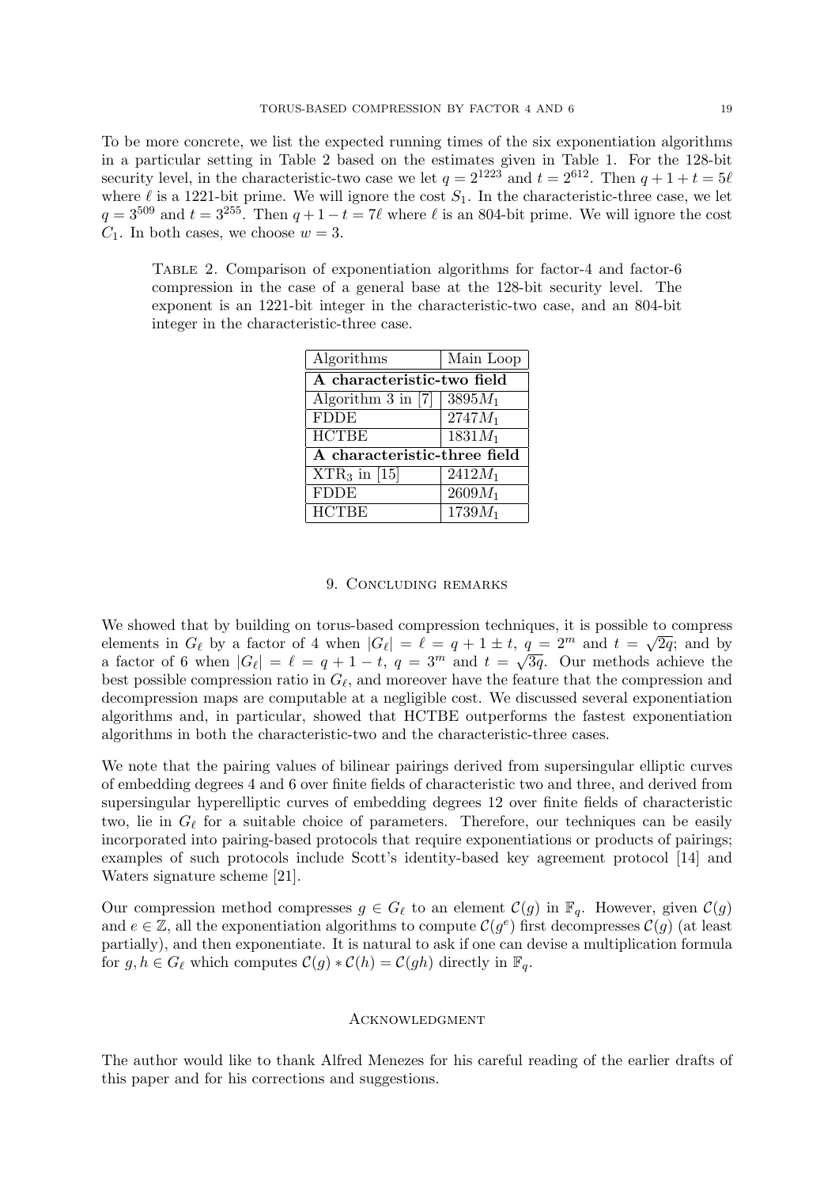To be more concrete, we list the expected running times of the six exponentiation algorithms in a particular setting in Table 2 based on the estimates given in Table 1. For the 128-bit security level, in the characteristic-two case we let $q = 2^{1223}$ and $t = 2^{612}$. Then $q + 1 + t = 5\ell$ where $\ell$ is a 1221-bit prime. We will ignore the cost $S_1$. In the characteristic-three case, we let $q = 3^{509}$ and $t = 3^{255}$. Then $q + 1 - t = 7\ell$ where $\ell$ is an 804-bit prime. We will ignore the cost $C_1$. In both cases, we choose $w = 3$.

Table 2. Comparison of exponentiation algorithms for factor-4 and factor-6 compression in the case of a general base at the 128-bit security level. The exponent is an 1221-bit integer in the characteristic-two case, and an 804-bit integer in the characteristic-three case.

| Algorithms | Main Loop |
|---|---|
| **A characteristic-two field** | |
| Algorithm 3 in [7] | $3895M_1$ |
| FDDE | $2747M_1$ |
| HCTBE | $1831M_1$ |
| **A characteristic-three field** | |
| $\text{XTR}_3$ in [15] | $2412M_1$ |
| FDDE | $2609M_1$ |
| HCTBE | $1739M_1$ |

## 9. Concluding remarks

We showed that by building on torus-based compression techniques, it is possible to compress elements in $G_\ell$ by a factor of 4 when $|G_\ell| = \ell = q + 1 \pm t$, $q = 2^m$ and $t = \sqrt{2q}$; and by a factor of 6 when $|G_\ell| = \ell = q + 1 - t$, $q = 3^m$ and $t = \sqrt{3q}$. Our methods achieve the best possible compression ratio in $G_\ell$, and moreover have the feature that the compression and decompression maps are computable at a negligible cost. We discussed several exponentiation algorithms and, in particular, showed that HCTBE outperforms the fastest exponentiation algorithms in both the characteristic-two and the characteristic-three cases.

We note that the pairing values of bilinear pairings derived from supersingular elliptic curves of embedding degrees 4 and 6 over finite fields of characteristic two and three, and derived from supersingular hyperelliptic curves of embedding degrees 12 over finite fields of characteristic two, lie in $G_\ell$ for a suitable choice of parameters. Therefore, our techniques can be easily incorporated into pairing-based protocols that require exponentiations or products of pairings; examples of such protocols include Scott's identity-based key agreement protocol [14] and Waters signature scheme [21].

Our compression method compresses $g \in G_\ell$ to an element $\mathcal{C}(g)$ in $\mathbb{F}_q$. However, given $\mathcal{C}(g)$ and $e \in \mathbb{Z}$, all the exponentiation algorithms to compute $\mathcal{C}(g^e)$ first decompresses $\mathcal{C}(g)$ (at least partially), and then exponentiate. It is natural to ask if one can devise a multiplication formula for $g, h \in G_\ell$ which computes $\mathcal{C}(g) * \mathcal{C}(h) = \mathcal{C}(gh)$ directly in $\mathbb{F}_q$.

## Acknowledgment

The author would like to thank Alfred Menezes for his careful reading of the earlier drafts of this paper and for his corrections and suggestions.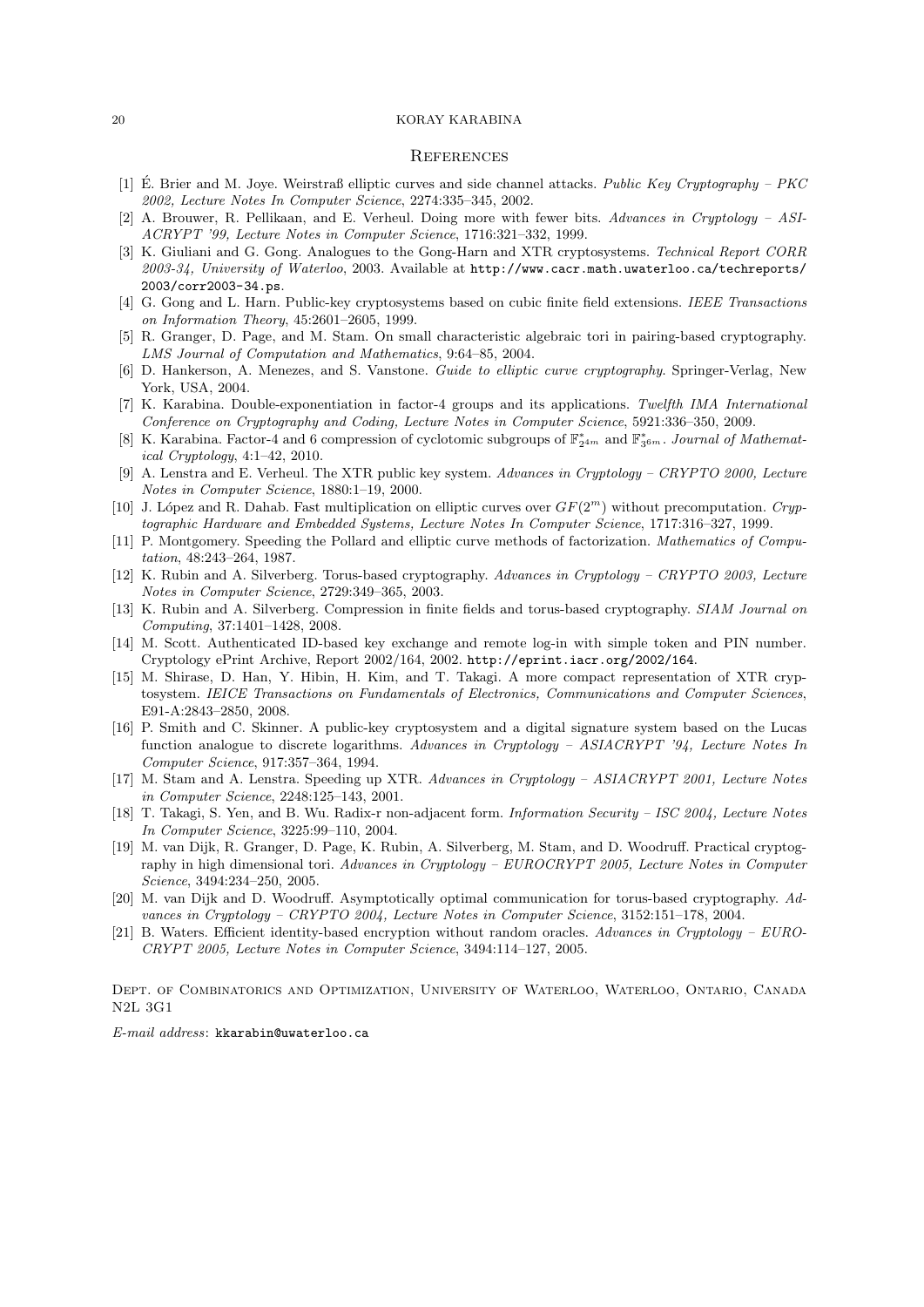## References

[1] É. Brier and M. Joye. Weirstraß elliptic curves and side channel attacks. *Public Key Cryptography – PKC 2002, Lecture Notes In Computer Science*, 2274:335–345, 2002.

[2] A. Brouwer, R. Pellikaan, and E. Verheul. Doing more with fewer bits. *Advances in Cryptology – ASIACRYPT '99, Lecture Notes in Computer Science*, 1716:321–332, 1999.

[3] K. Giuliani and G. Gong. Analogues to the Gong-Harn and XTR cryptosystems. *Technical Report CORR 2003-34, University of Waterloo*, 2003. Available at `http://www.cacr.math.uwaterloo.ca/techreports/2003/corr2003-34.ps`.

[4] G. Gong and L. Harn. Public-key cryptosystems based on cubic finite field extensions. *IEEE Transactions on Information Theory*, 45:2601–2605, 1999.

[5] R. Granger, D. Page, and M. Stam. On small characteristic algebraic tori in pairing-based cryptography. *LMS Journal of Computation and Mathematics*, 9:64–85, 2004.

[6] D. Hankerson, A. Menezes, and S. Vanstone. *Guide to elliptic curve cryptography*. Springer-Verlag, New York, USA, 2004.

[7] K. Karabina. Double-exponentiation in factor-4 groups and its applications. *Twelfth IMA International Conference on Cryptography and Coding, Lecture Notes in Computer Science*, 5921:336–350, 2009.

[8] K. Karabina. Factor-4 and 6 compression of cyclotomic subgroups of $\mathbb{F}^*_{2^{4m}}$ and $\mathbb{F}^*_{3^{6m}}$. *Journal of Mathematical Cryptology*, 4:1–42, 2010.

[9] A. Lenstra and E. Verheul. The XTR public key system. *Advances in Cryptology – CRYPTO 2000, Lecture Notes in Computer Science*, 1880:1–19, 2000.

[10] J. López and R. Dahab. Fast multiplication on elliptic curves over $GF(2^m)$ without precomputation. *Cryptographic Hardware and Embedded Systems, Lecture Notes In Computer Science*, 1717:316–327, 1999.

[11] P. Montgomery. Speeding the Pollard and elliptic curve methods of factorization. *Mathematics of Computation*, 48:243–264, 1987.

[12] K. Rubin and A. Silverberg. Torus-based cryptography. *Advances in Cryptology – CRYPTO 2003, Lecture Notes in Computer Science*, 2729:349–365, 2003.

[13] K. Rubin and A. Silverberg. Compression in finite fields and torus-based cryptography. *SIAM Journal on Computing*, 37:1401–1428, 2008.

[14] M. Scott. Authenticated ID-based key exchange and remote log-in with simple token and PIN number. Cryptology ePrint Archive, Report 2002/164, 2002. `http://eprint.iacr.org/2002/164`.

[15] M. Shirase, D. Han, Y. Hibin, H. Kim, and T. Takagi. A more compact representation of XTR cryptosystem. *IEICE Transactions on Fundamentals of Electronics, Communications and Computer Sciences*, E91-A:2843–2850, 2008.

[16] P. Smith and C. Skinner. A public-key cryptosystem and a digital signature system based on the Lucas function analogue to discrete logarithms. *Advances in Cryptology – ASIACRYPT '94, Lecture Notes In Computer Science*, 917:357–364, 1994.

[17] M. Stam and A. Lenstra. Speeding up XTR. *Advances in Cryptology – ASIACRYPT 2001, Lecture Notes in Computer Science*, 2248:125–143, 2001.

[18] T. Takagi, S. Yen, and B. Wu. Radix-r non-adjacent form. *Information Security – ISC 2004, Lecture Notes In Computer Science*, 3225:99–110, 2004.

[19] M. van Dijk, R. Granger, D. Page, K. Rubin, A. Silverberg, M. Stam, and D. Woodruff. Practical cryptography in high dimensional tori. *Advances in Cryptology – EUROCRYPT 2005, Lecture Notes in Computer Science*, 3494:234–250, 2005.

[20] M. van Dijk and D. Woodruff. Asymptotically optimal communication for torus-based cryptography. *Advances in Cryptology – CRYPTO 2004, Lecture Notes in Computer Science*, 3152:151–178, 2004.

[21] B. Waters. Efficient identity-based encryption without random oracles. *Advances in Cryptology – EUROCRYPT 2005, Lecture Notes in Computer Science*, 3494:114–127, 2005.

Dept. of Combinatorics and Optimization, University of Waterloo, Waterloo, Ontario, Canada N2L 3G1

*E-mail address*: `kkarabin@uwaterloo.ca`